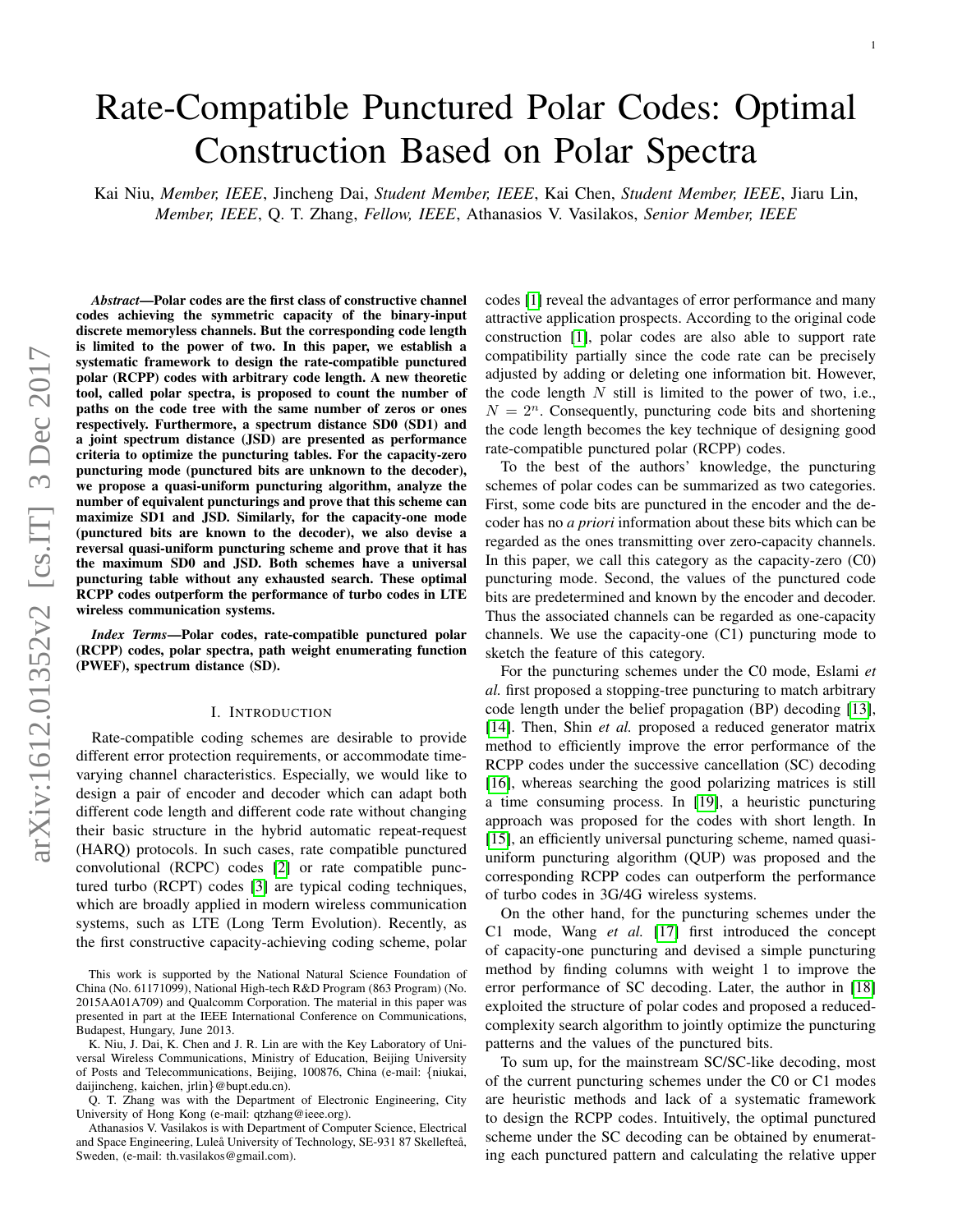# Rate-Compatible Punctured Polar Codes: Optimal Construction Based on Polar Spectra

Kai Niu, *Member, IEEE*, Jincheng Dai, *Student Member, IEEE*, Kai Chen, *Student Member, IEEE*, Jiaru Lin, *Member, IEEE*, Q. T. Zhang, *Fellow, IEEE*, Athanasios V. Vasilakos, *Senior Member, IEEE*

***Abstract*—Polar codes are the first class of constructive channel codes achieving the symmetric capacity of the binary-input discrete memoryless channels. But the corresponding code length is limited to the power of two. In this paper, we establish a systematic framework to design the rate-compatible punctured polar (RCPP) codes with arbitrary code length. A new theoretic tool, called polar spectra, is proposed to count the number of paths on the code tree with the same number of zeros or ones respectively. Furthermore, a spectrum distance SD0 (SD1) and a joint spectrum distance (JSD) are presented as performance criteria to optimize the puncturing tables. For the capacity-zero puncturing mode (punctured bits are unknown to the decoder), we propose a quasi-uniform puncturing algorithm, analyze the number of equivalent puncturings and prove that this scheme can maximize SD1 and JSD. Similarly, for the capacity-one mode (punctured bits are known to the decoder), we also devise a reversal quasi-uniform puncturing scheme and prove that it has the maximum SD0 and JSD. Both schemes have a universal puncturing table without any exhausted search. These optimal RCPP codes outperform the performance of turbo codes in LTE wireless communication systems.**

***Index Terms*—Polar codes, rate-compatible punctured polar (RCPP) codes, polar spectra, path weight enumerating function (PWEF), spectrum distance (SD).**

## I. Introduction

Rate-compatible coding schemes are desirable to provide different error protection requirements, or accommodate time-varying channel characteristics. Especially, we would like to design a pair of encoder and decoder which can adapt both different code length and different code rate without changing their basic structure in the hybrid automatic repeat-request (HARQ) protocols. In such cases, rate compatible punctured convolutional (RCPC) codes [2] or rate compatible punctured turbo (RCPT) codes [3] are typical coding techniques, which are broadly applied in modern wireless communication systems, such as LTE (Long Term Evolution). Recently, as the first constructive capacity-achieving coding scheme, polar codes [1] reveal the advantages of error performance and many attractive application prospects. According to the original code construction [1], polar codes are also able to support rate compatibility partially since the code rate can be precisely adjusted by adding or deleting one information bit. However, the code length $N$ still is limited to the power of two, i.e., $N = 2^n$. Consequently, puncturing code bits and shortening the code length becomes the key technique of designing good rate-compatible punctured polar (RCPP) codes.

To the best of the authors' knowledge, the puncturing schemes of polar codes can be summarized as two categories. First, some code bits are punctured in the encoder and the decoder has no *a priori* information about these bits which can be regarded as the ones transmitting over zero-capacity channels. In this paper, we call this category as the capacity-zero (C0) puncturing mode. Second, the values of the punctured code bits are predetermined and known by the encoder and decoder. Thus the associated channels can be regarded as one-capacity channels. We use the capacity-one (C1) puncturing mode to sketch the feature of this category.

For the puncturing schemes under the C0 mode, Eslami *et al.* first proposed a stopping-tree puncturing to match arbitrary code length under the belief propagation (BP) decoding [13], [14]. Then, Shin *et al.* proposed a reduced generator matrix method to efficiently improve the error performance of the RCPP codes under the successive cancellation (SC) decoding [16], whereas searching the good polarizing matrices is still a time consuming process. In [19], a heuristic puncturing approach was proposed for the codes with short length. In [15], an efficiently universal puncturing scheme, named quasi-uniform puncturing algorithm (QUP) was proposed and the corresponding RCPP codes can outperform the performance of turbo codes in 3G/4G wireless systems.

On the other hand, for the puncturing schemes under the C1 mode, Wang *et al.* [17] first introduced the concept of capacity-one puncturing and devised a simple puncturing method by finding columns with weight 1 to improve the error performance of SC decoding. Later, the author in [18] exploited the structure of polar codes and proposed a reduced-complexity search algorithm to jointly optimize the puncturing patterns and the values of the punctured bits.

To sum up, for the mainstream SC/SC-like decoding, most of the current puncturing schemes under the C0 or C1 modes are heuristic methods and lack of a systematic framework to design the RCPP codes. Intuitively, the optimal punctured scheme under the SC decoding can be obtained by enumerating each punctured pattern and calculating the relative upper

This work is supported by the National Natural Science Foundation of China (No. 61171099), National High-tech R&D Program (863 Program) (No. 2015AA01A709) and Qualcomm Corporation. The material in this paper was presented in part at the IEEE International Conference on Communications, Budapest, Hungary, June 2013.

K. Niu, J. Dai, K. Chen and J. R. Lin are with the Key Laboratory of Universal Wireless Communications, Ministry of Education, Beijing University of Posts and Telecommunications, Beijing, 100876, China (e-mail: {niukai, daijincheng, kaichen, jrlin}@bupt.edu.cn).

Q. T. Zhang was with the Department of Electronic Engineering, City University of Hong Kong (e-mail: qtzhang@ieee.org).

Athanasios V. Vasilakos is with Department of Computer Science, Electrical and Space Engineering, Luleå University of Technology, SE-931 87 Skellefteå, Sweden, (e-mail: th.vasilakos@gmail.com).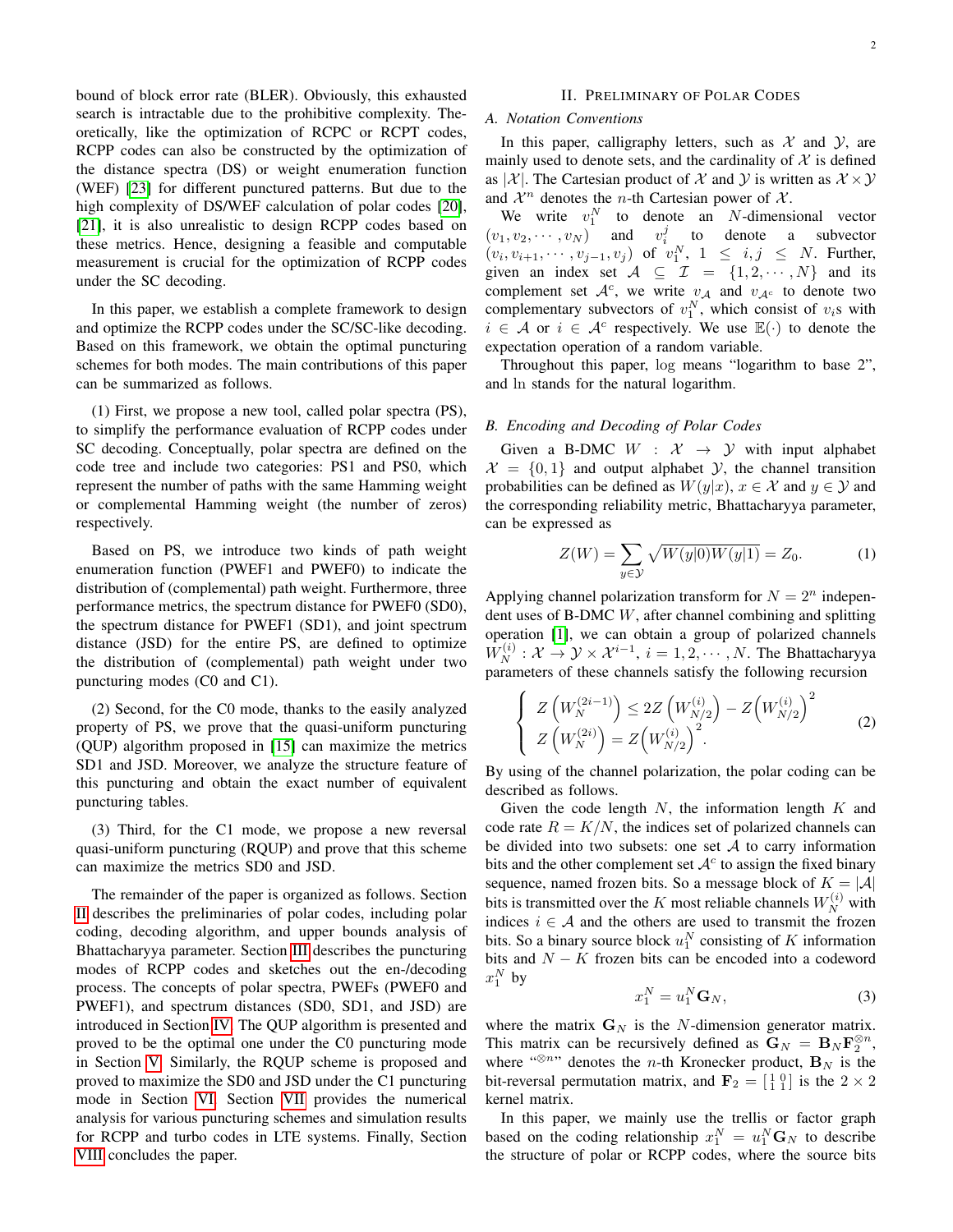bound of block error rate (BLER). Obviously, this exhausted search is intractable due to the prohibitive complexity. Theoretically, like the optimization of RCPC or RCPT codes, RCPP codes can also be constructed by the optimization of the distance spectra (DS) or weight enumeration function (WEF) [23] for different punctured patterns. But due to the high complexity of DS/WEF calculation of polar codes [20], [21], it is also unrealistic to design RCPP codes based on these metrics. Hence, designing a feasible and computable measurement is crucial for the optimization of RCPP codes under the SC decoding.

In this paper, we establish a complete framework to design and optimize the RCPP codes under the SC/SC-like decoding. Based on this framework, we obtain the optimal puncturing schemes for both modes. The main contributions of this paper can be summarized as follows.

(1) First, we propose a new tool, called polar spectra (PS), to simplify the performance evaluation of RCPP codes under SC decoding. Conceptually, polar spectra are defined on the code tree and include two categories: PS1 and PS0, which represent the number of paths with the same Hamming weight or complemental Hamming weight (the number of zeros) respectively.

Based on PS, we introduce two kinds of path weight enumeration function (PWEF1 and PWEF0) to indicate the distribution of (complemental) path weight. Furthermore, three performance metrics, the spectrum distance for PWEF0 (SD0), the spectrum distance for PWEF1 (SD1), and joint spectrum distance (JSD) for the entire PS, are defined to optimize the distribution of (complemental) path weight under two puncturing modes (C0 and C1).

(2) Second, for the C0 mode, thanks to the easily analyzed property of PS, we prove that the quasi-uniform puncturing (QUP) algorithm proposed in [15] can maximize the metrics SD1 and JSD. Moreover, we analyze the structure feature of this puncturing and obtain the exact number of equivalent puncturing tables.

(3) Third, for the C1 mode, we propose a new reversal quasi-uniform puncturing (RQUP) and prove that this scheme can maximize the metrics SD0 and JSD.

The remainder of the paper is organized as follows. Section II describes the preliminaries of polar codes, including polar coding, decoding algorithm, and upper bounds analysis of Bhattacharyya parameter. Section III describes the puncturing modes of RCPP codes and sketches out the en-/decoding process. The concepts of polar spectra, PWEFs (PWEF0 and PWEF1), and spectrum distances (SD0, SD1, and JSD) are introduced in Section IV. The QUP algorithm is presented and proved to be the optimal one under the C0 puncturing mode in Section V. Similarly, the RQUP scheme is proposed and proved to maximize the SD0 and JSD under the C1 puncturing mode in Section VI. Section VII provides the numerical analysis for various puncturing schemes and simulation results for RCPP and turbo codes in LTE systems. Finally, Section VIII concludes the paper.

## II. Preliminary of Polar Codes

### A. Notation Conventions

In this paper, calligraphy letters, such as $\mathcal{X}$ and $\mathcal{Y}$, are mainly used to denote sets, and the cardinality of $\mathcal{X}$ is defined as $|\mathcal{X}|$. The Cartesian product of $\mathcal{X}$ and $\mathcal{Y}$ is written as $\mathcal{X} \times \mathcal{Y}$ and $\mathcal{X}^n$ denotes the $n$-th Cartesian power of $\mathcal{X}$.

We write $v_1^N$ to denote an $N$-dimensional vector $(v_1, v_2, \cdots, v_N)$ and $v_i^j$ to denote a subvector $(v_i, v_{i+1}, \cdots, v_{j-1}, v_j)$ of $v_1^N$, $1 \leq i, j \leq N$. Further, given an index set $\mathcal{A} \subseteq \mathcal{I} = \{1, 2, \cdots, N\}$ and its complement set $\mathcal{A}^c$, we write $v_{\mathcal{A}}$ and $v_{\mathcal{A}^c}$ to denote two complementary subvectors of $v_1^N$, which consist of $v_i$s with $i \in \mathcal{A}$ or $i \in \mathcal{A}^c$ respectively. We use $\mathbb{E}(\cdot)$ to denote the expectation operation of a random variable.

Throughout this paper, $\log$ means "logarithm to base 2", and $\ln$ stands for the natural logarithm.

### B. Encoding and Decoding of Polar Codes

Given a B-DMC $W : \mathcal{X} \to \mathcal{Y}$ with input alphabet $\mathcal{X} = \{0, 1\}$ and output alphabet $\mathcal{Y}$, the channel transition probabilities can be defined as $W(y|x)$, $x \in \mathcal{X}$ and $y \in \mathcal{Y}$ and the corresponding reliability metric, Bhattacharyya parameter, can be expressed as

$$Z(W) = \sum_{y \in \mathcal{Y}} \sqrt{W(y|0)W(y|1)} = Z_0. \tag{1}$$

Applying channel polarization transform for $N = 2^n$ independent uses of B-DMC $W$, after channel combining and splitting operation [1], we can obtain a group of polarized channels $W_N^{(i)} : \mathcal{X} \to \mathcal{Y} \times \mathcal{X}^{i-1}$, $i = 1, 2, \cdots, N$. The Bhattacharyya parameters of these channels satisfy the following recursion

$$\left\{ \begin{array}{l} Z\left(W_N^{(2i-1)}\right) \leq 2Z\left(W_{N/2}^{(i)}\right) - Z\left(W_{N/2}^{(i)}\right)^2 \\ Z\left(W_N^{(2i)}\right) = Z\left(W_{N/2}^{(i)}\right)^2. \end{array} \right. \tag{2}$$

By using of the channel polarization, the polar coding can be described as follows.

Given the code length $N$, the information length $K$ and code rate $R = K/N$, the indices set of polarized channels can be divided into two subsets: one set $\mathcal{A}$ to carry information bits and the other complement set $\mathcal{A}^c$ to assign the fixed binary sequence, named frozen bits. So a message block of $K = |\mathcal{A}|$ bits is transmitted over the $K$ most reliable channels $W_N^{(i)}$ with indices $i \in \mathcal{A}$ and the others are used to transmit the frozen bits. So a binary source block $u_1^N$ consisting of $K$ information bits and $N - K$ frozen bits can be encoded into a codeword $x_1^N$ by

$$x_1^N = u_1^N \mathbf{G}_N, \tag{3}$$

where the matrix $\mathbf{G}_N$ is the $N$-dimension generator matrix. This matrix can be recursively defined as $\mathbf{G}_N = \mathbf{B}_N \mathbf{F}_2^{\otimes n}$, where "$^{\otimes n}$" denotes the $n$-th Kronecker product, $\mathbf{B}_N$ is the bit-reversal permutation matrix, and $\mathbf{F}_2 = \left[\begin{smallmatrix} 1 & 0 \\ 1 & 1 \end{smallmatrix}\right]$ is the $2 \times 2$ kernel matrix.

In this paper, we mainly use the trellis or factor graph based on the coding relationship $x_1^N = u_1^N \mathbf{G}_N$ to describe the structure of polar or RCPP codes, where the source bits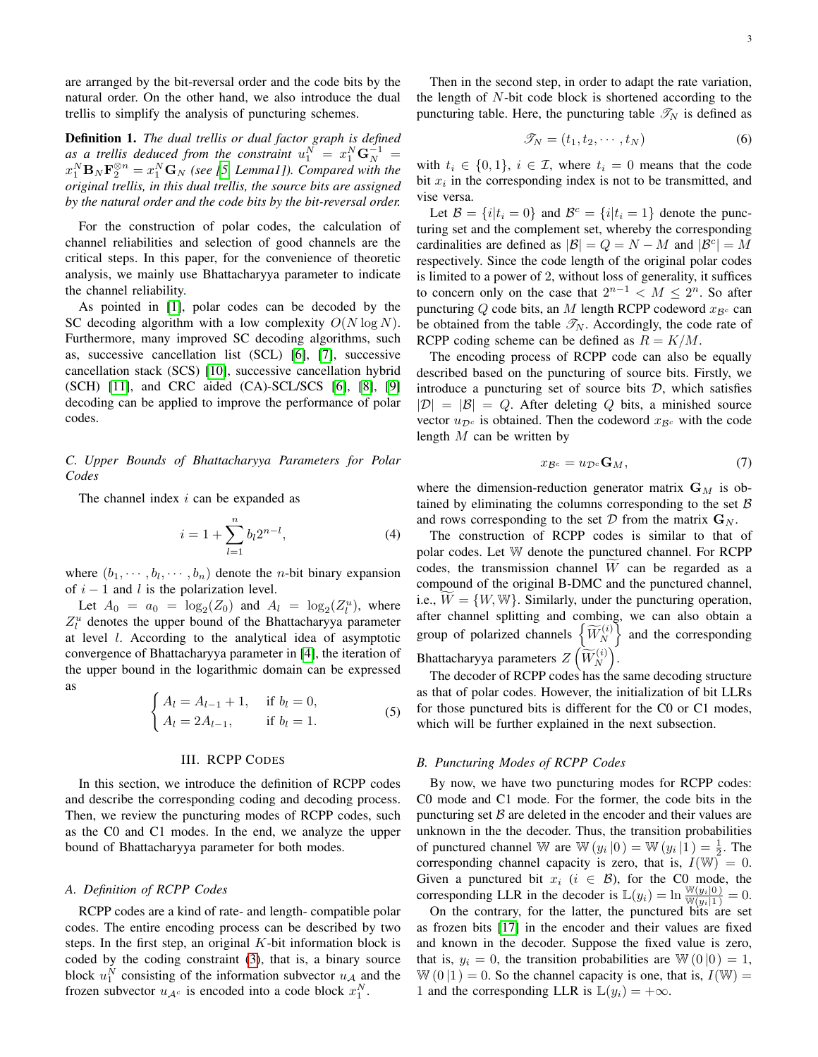are arranged by the bit-reversal order and the code bits by the natural order. On the other hand, we also introduce the dual trellis to simplify the analysis of puncturing schemes.

**Definition 1.** *The dual trellis or dual factor graph is defined as a trellis deduced from the constraint $u_1^N = x_1^N \mathbf{G}_N^{-1} = x_1^N \mathbf{B}_N \mathbf{F}_2^{\otimes n} = x_1^N \mathbf{G}_N$ (see [5, Lemma1]). Compared with the original trellis, in this dual trellis, the source bits are assigned by the natural order and the code bits by the bit-reversal order.*

For the construction of polar codes, the calculation of channel reliabilities and selection of good channels are the critical steps. In this paper, for the convenience of theoretic analysis, we mainly use Bhattacharyya parameter to indicate the channel reliability.

As pointed in [1], polar codes can be decoded by the SC decoding algorithm with a low complexity $O(N \log N)$. Furthermore, many improved SC decoding algorithms, such as, successive cancellation list (SCL) [6], [7], successive cancellation stack (SCS) [10], successive cancellation hybrid (SCH) [11], and CRC aided (CA)-SCL/SCS [6], [8], [9] decoding can be applied to improve the performance of polar codes.

### C. Upper Bounds of Bhattacharyya Parameters for Polar Codes

The channel index $i$ can be expanded as

$$i = 1 + \sum_{l=1}^{n} b_l 2^{n-l}, \tag{4}$$

where $(b_1, \cdots, b_l, \cdots, b_n)$ denote the $n$-bit binary expansion of $i-1$ and $l$ is the polarization level.

Let $A_0 = a_0 = \log_2(Z_0)$ and $A_l = \log_2(Z_l^u)$, where $Z_l^u$ denotes the upper bound of the Bhattacharyya parameter at level $l$. According to the analytical idea of asymptotic convergence of Bhattacharyya parameter in [4], the iteration of the upper bound in the logarithmic domain can be expressed as

$$\begin{cases} A_l = A_{l-1} + 1, & \text{if } b_l = 0, \\ A_l = 2A_{l-1}, & \text{if } b_l = 1. \end{cases} \tag{5}$$

## III. RCPP Codes

In this section, we introduce the definition of RCPP codes and describe the corresponding coding and decoding process. Then, we review the puncturing modes of RCPP codes, such as the C0 and C1 modes. In the end, we analyze the upper bound of Bhattacharyya parameter for both modes.

### A. Definition of RCPP Codes

RCPP codes are a kind of rate- and length- compatible polar codes. The entire encoding process can be described by two steps. In the first step, an original $K$-bit information block is coded by the coding constraint (3), that is, a binary source block $u_1^N$ consisting of the information subvector $u_{\mathcal{A}}$ and the frozen subvector $u_{\mathcal{A}^c}$ is encoded into a code block $x_1^N$.

Then in the second step, in order to adapt the rate variation, the length of $N$-bit code block is shortened according to the puncturing table. Here, the puncturing table $\mathscr{T}_N$ is defined as

$$\mathscr{T}_N = (t_1, t_2, \cdots, t_N) \tag{6}$$

with $t_i \in \{0, 1\}$, $i \in \mathcal{I}$, where $t_i = 0$ means that the code bit $x_i$ in the corresponding index is not to be transmitted, and vise versa.

Let $\mathcal{B} = \{i | t_i = 0\}$ and $\mathcal{B}^c = \{i | t_i = 1\}$ denote the puncturing set and the complement set, whereby the corresponding cardinalities are defined as $|\mathcal{B}| = Q = N - M$ and $|\mathcal{B}^c| = M$ respectively. Since the code length of the original polar codes is limited to a power of 2, without loss of generality, it suffices to concern only on the case that $2^{n-1} < M \leq 2^n$. So after puncturing $Q$ code bits, an $M$ length RCPP codeword $x_{\mathcal{B}^c}$ can be obtained from the table $\mathscr{T}_N$. Accordingly, the code rate of RCPP coding scheme can be defined as $R = K/M$.

The encoding process of RCPP code can also be equally described based on the puncturing of source bits. Firstly, we introduce a puncturing set of source bits $\mathcal{D}$, which satisfies $|\mathcal{D}| = |\mathcal{B}| = Q$. After deleting $Q$ bits, a minished source vector $u_{\mathcal{D}^c}$ is obtained. Then the codeword $x_{\mathcal{B}^c}$ with the code length $M$ can be written by

$$x_{\mathcal{B}^c} = u_{\mathcal{D}^c} \mathbf{G}_M, \tag{7}$$

where the dimension-reduction generator matrix $\mathbf{G}_M$ is obtained by eliminating the columns corresponding to the set $\mathcal{B}$ and rows corresponding to the set $\mathcal{D}$ from the matrix $\mathbf{G}_N$.

The construction of RCPP codes is similar to that of polar codes. Let $\mathbb{W}$ denote the punctured channel. For RCPP codes, the transmission channel $\widetilde{W}$ can be regarded as a compound of the original B-DMC and the punctured channel, i.e., $\widetilde{W} = \{W, \mathbb{W}\}$. Similarly, under the puncturing operation, after channel splitting and combing, we can also obtain a group of polarized channels $\left\{\widetilde{W}_N^{(i)}\right\}$ and the corresponding Bhattacharyya parameters $Z\left(\widetilde{W}_N^{(i)}\right)$.

The decoder of RCPP codes has the same decoding structure as that of polar codes. However, the initialization of bit LLRs for those punctured bits is different for the C0 or C1 modes, which will be further explained in the next subsection.

### B. Puncturing Modes of RCPP Codes

By now, we have two puncturing modes for RCPP codes: C0 mode and C1 mode. For the former, the code bits in the puncturing set $\mathcal{B}$ are deleted in the encoder and their values are unknown in the the decoder. Thus, the transition probabilities of punctured channel $\mathbb{W}$ are $\mathbb{W}(y_i | 0) = \mathbb{W}(y_i | 1) = \frac{1}{2}$. The corresponding channel capacity is zero, that is, $I(\mathbb{W}) = 0$. Given a punctured bit $x_i$ ($i \in \mathcal{B}$), for the C0 mode, the corresponding LLR in the decoder is $\mathbb{L}(y_i) = \ln \frac{\mathbb{W}(y_i|0)}{\mathbb{W}(y_i|1)} = 0$.

On the contrary, for the latter, the punctured bits are set as frozen bits [17] in the encoder and their values are fixed and known in the decoder. Suppose the fixed value is zero, that is, $y_i = 0$, the transition probabilities are $\mathbb{W}(0 | 0) = 1$, $\mathbb{W}(0 | 1) = 0$. So the channel capacity is one, that is, $I(\mathbb{W}) = 1$ and the corresponding LLR is $\mathbb{L}(y_i) = +\infty$.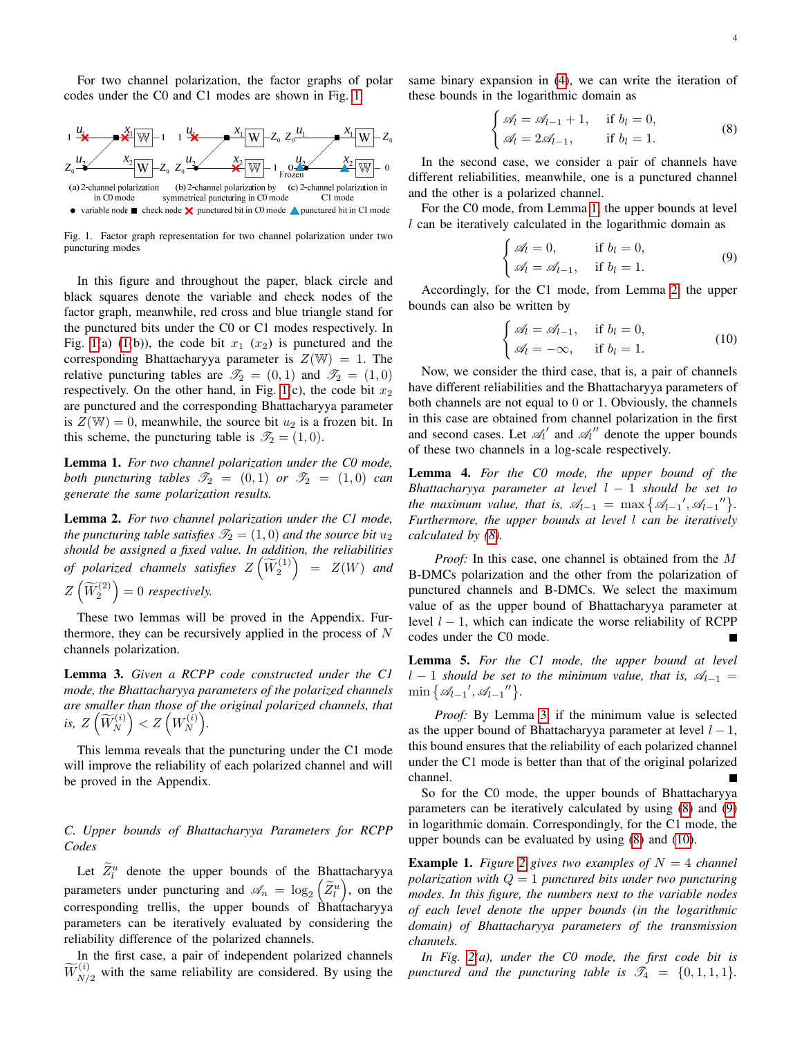For two channel polarization, the factor graphs of polar codes under the C0 and C1 modes are shown in Fig. 1.

(a) 2-channel polarization in C0 mode (b) 2-channel polarization by symmetrical puncturing in C0 mode (c) 2-channel polarization in C1 mode

● variable node ■ check node ✕ punctured bit in C0 mode ▲ punctured bit in C1 mode

Fig. 1. Factor graph representation for two channel polarization under two puncturing modes

In this figure and throughout the paper, black circle and black squares denote the variable and check nodes of the factor graph, meanwhile, red cross and blue triangle stand for the punctured bits under the C0 or C1 modes respectively. In Fig. 1(a) (1(b)), the code bit $x_1$ ($x_2$) is punctured and the corresponding Bhattacharyya parameter is $Z(\mathbb{W}) = 1$. The relative puncturing tables are $\mathscr{T}_2 = (0, 1)$ and $\mathscr{T}_2 = (1, 0)$ respectively. On the other hand, in Fig. 1(c), the code bit $x_2$ are punctured and the corresponding Bhattacharyya parameter is $Z(\mathbb{W}) = 0$, meanwhile, the source bit $u_2$ is a frozen bit. In this scheme, the puncturing table is $\mathscr{T}_2 = (1, 0)$.

**Lemma 1.** *For two channel polarization under the C0 mode, both puncturing tables $\mathscr{T}_2 = (0, 1)$ or $\mathscr{T}_2 = (1, 0)$ can generate the same polarization results.*

**Lemma 2.** *For two channel polarization under the C1 mode, the puncturing table satisfies $\mathscr{T}_2 = (1, 0)$ and the source bit $u_2$ should be assigned a fixed value. In addition, the reliabilities of polarized channels satisfies $Z\left(\widetilde{W}_2^{(1)}\right) = Z(W)$ and $Z\left(\widetilde{W}_2^{(2)}\right) = 0$ respectively.*

These two lemmas will be proved in the Appendix. Furthermore, they can be recursively applied in the process of $N$ channels polarization.

**Lemma 3.** *Given a RCPP code constructed under the C1 mode, the Bhattacharyya parameters of the polarized channels are smaller than those of the original polarized channels, that is, $Z\left(\widetilde{W}_N^{(i)}\right) < Z\left(W_N^{(i)}\right)$.*

This lemma reveals that the puncturing under the C1 mode will improve the reliability of each polarized channel and will be proved in the Appendix.

### C. Upper bounds of Bhattacharyya Parameters for RCPP Codes

Let $\widetilde{Z}_l^u$ denote the upper bounds of the Bhattacharyya parameters under puncturing and $\mathscr{A}_n = \log_2\left(\widetilde{Z}_l^u\right)$, on the corresponding trellis, the upper bounds of Bhattacharyya parameters can be iteratively evaluated by considering the reliability difference of the polarized channels.

In the first case, a pair of independent polarized channels $\widetilde{W}_{N/2}^{(i)}$ with the same reliability are considered. By using the same binary expansion in (4), we can write the iteration of these bounds in the logarithmic domain as

$$\begin{cases} \mathscr{A}_l = \mathscr{A}_{l-1} + 1, & \text{if } b_l = 0, \\ \mathscr{A}_l = 2\mathscr{A}_{l-1}, & \text{if } b_l = 1. \end{cases} \tag{8}$$

In the second case, we consider a pair of channels have different reliabilities, meanwhile, one is a punctured channel and the other is a polarized channel.

For the C0 mode, from Lemma 1, the upper bounds at level $l$ can be iteratively calculated in the logarithmic domain as

$$\begin{cases} \mathscr{A}_l = 0, & \text{if } b_l = 0, \\ \mathscr{A}_l = \mathscr{A}_{l-1}, & \text{if } b_l = 1. \end{cases} \tag{9}$$

Accordingly, for the C1 mode, from Lemma 2, the upper bounds can also be written by

$$\begin{cases} \mathscr{A}_l = \mathscr{A}_{l-1}, & \text{if } b_l = 0, \\ \mathscr{A}_l = -\infty, & \text{if } b_l = 1. \end{cases} \tag{10}$$

Now, we consider the third case, that is, a pair of channels have different reliabilities and the Bhattacharyya parameters of both channels are not equal to 0 or 1. Obviously, the channels in this case are obtained from channel polarization in the first and second cases. Let $\mathscr{A}_l{}'$ and $\mathscr{A}_l{}''$ denote the upper bounds of these two channels in a log-scale respectively.

**Lemma 4.** *For the C0 mode, the upper bound of the Bhattacharyya parameter at level $l-1$ should be set to the maximum value, that is, $\mathscr{A}_{l-1} = \max\left\{\mathscr{A}_{l-1}{}', \mathscr{A}_{l-1}{}''\right\}$. Furthermore, the upper bounds at level $l$ can be iteratively calculated by (8).*

*Proof:* In this case, one channel is obtained from the $M$ B-DMCs polarization and the other from the polarization of punctured channels and B-DMCs. We select the maximum value of as the upper bound of Bhattacharyya parameter at level $l-1$, which can indicate the worse reliability of RCPP codes under the C0 mode. ■

**Lemma 5.** *For the C1 mode, the upper bound at level $l-1$ should be set to the minimum value, that is, $\mathscr{A}_{l-1} = \min\left\{\mathscr{A}_{l-1}{}', \mathscr{A}_{l-1}{}''\right\}$.*

*Proof:* By Lemma 3, if the minimum value is selected as the upper bound of Bhattacharyya parameter at level $l-1$, this bound ensures that the reliability of each polarized channel under the C1 mode is better than that of the original polarized channel. ■

So for the C0 mode, the upper bounds of Bhattacharyya parameters can be iteratively calculated by using (8) and (9) in logarithmic domain. Correspondingly, for the C1 mode, the upper bounds can be evaluated by using (8) and (10).

**Example 1.** *Figure 2 gives two examples of $N = 4$ channel polarization with $Q = 1$ punctured bits under two puncturing modes. In this figure, the numbers next to the variable nodes of each level denote the upper bounds (in the logarithmic domain) of Bhattacharyya parameters of the transmission channels.*

*In Fig. 2(a), under the C0 mode, the first code bit is punctured and the puncturing table is $\mathscr{T}_4 = \{0, 1, 1, 1\}$.*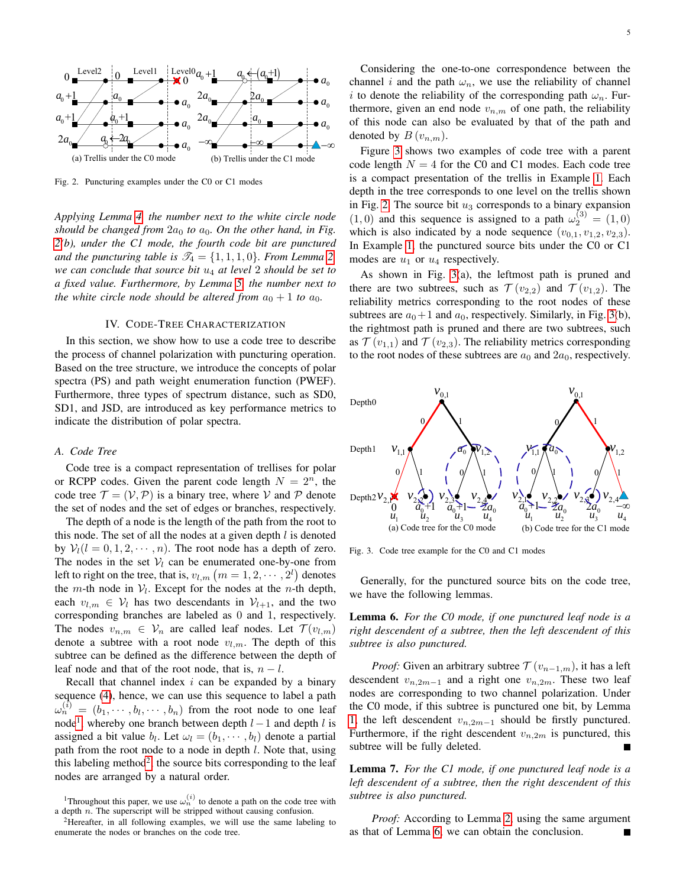Fig. 2. Puncturing examples under the C0 or C1 modes

*Applying Lemma 4, the number next to the white circle node should be changed from $2a_0$ to $a_0$. On the other hand, in Fig. 2(b), under the C1 mode, the fourth code bit are punctured and the puncturing table is $\mathscr{T}_4 = \{1, 1, 1, 0\}$. From Lemma 2, we can conclude that source bit $u_4$ at level 2 should be set to a fixed value. Furthermore, by Lemma 5, the number next to the white circle node should be altered from $a_0 + 1$ to $a_0$.*

## IV. Code-Tree Characterization

In this section, we show how to use a code tree to describe the process of channel polarization with puncturing operation. Based on the tree structure, we introduce the concepts of polar spectra (PS) and path weight enumeration function (PWEF). Furthermore, three types of spectrum distance, such as SD0, SD1, and JSD, are introduced as key performance metrics to indicate the distribution of polar spectra.

### A. Code Tree

Code tree is a compact representation of trellises for polar or RCPP codes. Given the parent code length $N = 2^n$, the code tree $\mathcal{T} = (\mathcal{V}, \mathcal{P})$ is a binary tree, where $\mathcal{V}$ and $\mathcal{P}$ denote the set of nodes and the set of edges or branches, respectively.

The depth of a node is the length of the path from the root to this node. The set of all the nodes at a given depth $l$ is denoted by $\mathcal{V}_l (l = 0, 1, 2, \cdots, n)$. The root node has a depth of zero. The nodes in the set $\mathcal{V}_l$ can be enumerated one-by-one from left to right on the tree, that is, $v_{l,m}$ $(m = 1, 2, \cdots, 2^l)$ denotes the $m$-th node in $\mathcal{V}_l$. Except for the nodes at the $n$-th depth, each $v_{l,m} \in \mathcal{V}_l$ has two descendants in $\mathcal{V}_{l+1}$, and the two corresponding branches are labeled as 0 and 1, respectively. The nodes $v_{n,m} \in \mathcal{V}_n$ are called leaf nodes. Let $\mathcal{T}(v_{l,m})$ denote a subtree with a root node $v_{l,m}$. The depth of this subtree can be defined as the difference between the depth of leaf node and that of the root node, that is, $n - l$.

Recall that channel index $i$ can be expanded by a binary sequence (4), hence, we can use this sequence to label a path $\omega_n^{(i)} = (b_1, \cdots, b_l, \cdots, b_n)$ from the root node to one leaf node[1], whereby one branch between depth $l-1$ and depth $l$ is assigned a bit value $b_l$. Let $\omega_l = (b_1, \cdots, b_l)$ denote a partial path from the root node to a node in depth $l$. Note that, using this labeling method[2], the source bits corresponding to the leaf nodes are arranged by a natural order.

[1] Throughout this paper, we use $\omega_n^{(i)}$ to denote a path on the code tree with a depth $n$. The superscript will be stripped without causing confusion.

[2] Hereafter, in all following examples, we will use the same labeling to enumerate the nodes or branches on the code tree.

Considering the one-to-one correspondence between the channel $i$ and the path $\omega_n$, we use the reliability of channel $i$ to denote the reliability of the corresponding path $\omega_n$. Furthermore, given an end node $v_{n,m}$ of one path, the reliability of this node can also be evaluated by that of the path and denoted by $B(v_{n,m})$.

Figure 3 shows two examples of code tree with a parent code length $N = 4$ for the C0 and C1 modes. Each code tree is a compact presentation of the trellis in Example 1. Each depth in the tree corresponds to one level on the trellis shown in Fig. 2. The source bit $u_3$ corresponds to a binary expansion $(1, 0)$ and this sequence is assigned to a path $\omega_2^{(3)} = (1, 0)$ which is also indicated by a node sequence $(v_{0,1}, v_{1,2}, v_{2,3})$. In Example 1, the punctured source bits under the C0 or C1 modes are $u_1$ or $u_4$ respectively.

As shown in Fig. 3(a), the leftmost path is pruned and there are two subtrees, such as $\mathcal{T}(v_{2,2})$ and $\mathcal{T}(v_{1,2})$. The reliability metrics corresponding to the root nodes of these subtrees are $a_0 + 1$ and $a_0$, respectively. Similarly, in Fig. 3(b), the rightmost path is pruned and there are two subtrees, such as $\mathcal{T}(v_{1,1})$ and $\mathcal{T}(v_{2,3})$. The reliability metrics corresponding to the root nodes of these subtrees are $a_0$ and $2a_0$, respectively.

Fig. 3. Code tree example for the C0 and C1 modes

Generally, for the punctured source bits on the code tree, we have the following lemmas.

**Lemma 6.** *For the C0 mode, if one punctured leaf node is a right descendent of a subtree, then the left descendent of this subtree is also punctured.*

*Proof:* Given an arbitrary subtree $\mathcal{T}(v_{n-1,m})$, it has a left descendent $v_{n,2m-1}$ and a right one $v_{n,2m}$. These two leaf nodes are corresponding to two channel polarization. Under the C0 mode, if this subtree is punctured one bit, by Lemma 1, the left descendent $v_{n,2m-1}$ should be firstly punctured. Furthermore, if the right descendent $v_{n,2m}$ is punctured, this subtree will be fully deleted. ∎

**Lemma 7.** *For the C1 mode, if one punctured leaf node is a left descendent of a subtree, then the right descendent of this subtree is also punctured.*

*Proof:* According to Lemma 2, using the same argument as that of Lemma 6, we can obtain the conclusion. ∎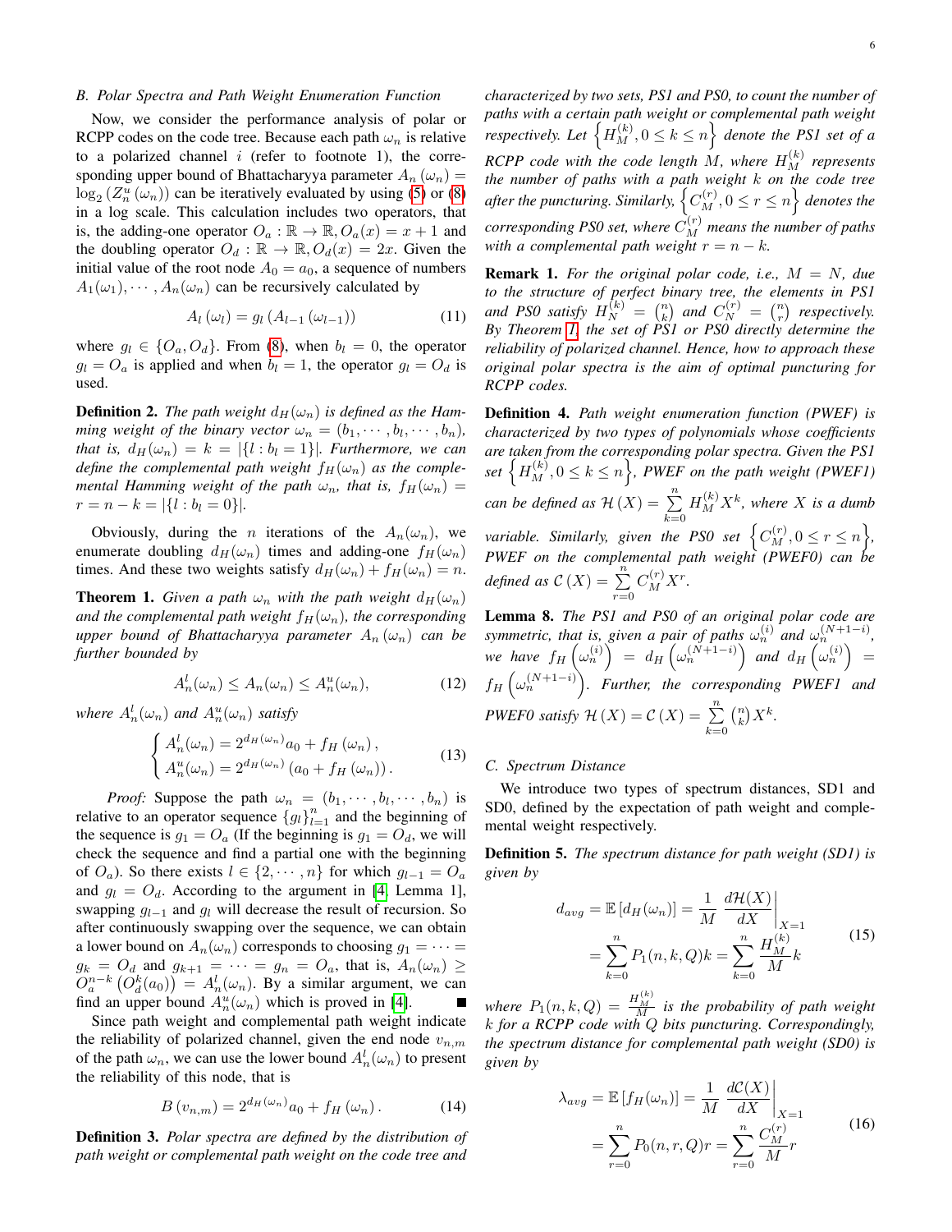### B. Polar Spectra and Path Weight Enumeration Function

Now, we consider the performance analysis of polar or RCPP codes on the code tree. Because each path $\omega_n$ is relative to a polarized channel $i$ (refer to footnote 1), the corresponding upper bound of Bhattacharyya parameter $A_n(\omega_n) = \log_2(Z_n^u(\omega_n))$ can be iteratively evaluated by using (5) or (8) in a log scale. This calculation includes two operators, that is, the adding-one operator $O_a : \mathbb{R} \to \mathbb{R}, O_a(x) = x + 1$ and the doubling operator $O_d : \mathbb{R} \to \mathbb{R}, O_d(x) = 2x$. Given the initial value of the root node $A_0 = a_0$, a sequence of numbers $A_1(\omega_1), \cdots, A_n(\omega_n)$ can be recursively calculated by

$$A_l(\omega_l) = g_l(A_{l-1}(\omega_{l-1})) \tag{11}$$

where $g_l \in \{O_a, O_d\}$. From (8), when $b_l = 0$, the operator $g_l = O_a$ is applied and when $b_l = 1$, the operator $g_l = O_d$ is used.

**Definition 2.** *The path weight $d_H(\omega_n)$ is defined as the Hamming weight of the binary vector $\omega_n = (b_1, \cdots, b_l, \cdots, b_n)$, that is, $d_H(\omega_n) = k = |\{l : b_l = 1\}|$. Furthermore, we can define the complemental path weight $f_H(\omega_n)$ as the complemental Hamming weight of the path $\omega_n$, that is, $f_H(\omega_n) = r = n - k = |\{l : b_l = 0\}|$.*

Obviously, during the $n$ iterations of the $A_n(\omega_n)$, we enumerate doubling $d_H(\omega_n)$ times and adding-one $f_H(\omega_n)$ times. And these two weights satisfy $d_H(\omega_n) + f_H(\omega_n) = n$.

**Theorem 1.** *Given a path $\omega_n$ with the path weight $d_H(\omega_n)$ and the complemental path weight $f_H(\omega_n)$, the corresponding upper bound of Bhattacharyya parameter $A_n(\omega_n)$ can be further bounded by*

$$A_n^l(\omega_n) \le A_n(\omega_n) \le A_n^u(\omega_n), \tag{12}$$

*where $A_n^l(\omega_n)$ and $A_n^u(\omega_n)$ satisfy*

$$\begin{cases} A_n^l(\omega_n) = 2^{d_H(\omega_n)} a_0 + f_H(\omega_n), \\ A_n^u(\omega_n) = 2^{d_H(\omega_n)} (a_0 + f_H(\omega_n)). \end{cases} \tag{13}$$

*Proof:* Suppose the path $\omega_n = (b_1, \cdots, b_l, \cdots, b_n)$ is relative to an operator sequence $\{g_l\}_{l=1}^n$ and the beginning of the sequence is $g_1 = O_a$ (If the beginning is $g_1 = O_d$, we will check the sequence and find a partial one with the beginning of $O_a$). So there exists $l \in \{2, \cdots, n\}$ for which $g_{l-1} = O_a$ and $g_l = O_d$. According to the argument in [4, Lemma 1], swapping $g_{l-1}$ and $g_l$ will decrease the result of recursion. So after continuously swapping over the sequence, we can obtain a lower bound on $A_n(\omega_n)$ corresponds to choosing $g_1 = \cdots = g_k = O_d$ and $g_{k+1} = \cdots = g_n = O_a$, that is, $A_n(\omega_n) \ge O_a^{n-k}\left(O_d^k(a_0)\right) = A_n^l(\omega_n)$. By a similar argument, we can find an upper bound $A_n^u(\omega_n)$ which is proved in [4]. ∎

Since path weight and complemental path weight indicate the reliability of polarized channel, given the end node $v_{n,m}$ of the path $\omega_n$, we can use the lower bound $A_n^l(\omega_n)$ to present the reliability of this node, that is

$$B(v_{n,m}) = 2^{d_H(\omega_n)} a_0 + f_H(\omega_n). \tag{14}$$

**Definition 3.** *Polar spectra are defined by the distribution of path weight or complemental path weight on the code tree and characterized by two sets, PS1 and PS0, to count the number of paths with a certain path weight or complemental path weight respectively. Let $\left\{H_M^{(k)}, 0 \le k \le n\right\}$ denote the PS1 set of a RCPP code with the code length $M$, where $H_M^{(k)}$ represents the number of paths with a path weight $k$ on the code tree after the puncturing. Similarly, $\left\{C_M^{(r)}, 0 \le r \le n\right\}$ denotes the corresponding PS0 set, where $C_M^{(r)}$ means the number of paths with a complemental path weight $r = n - k$.*

**Remark 1.** *For the original polar code, i.e., $M = N$, due to the structure of perfect binary tree, the elements in PS1 and PS0 satisfy $H_N^{(k)} = \binom{n}{k}$ and $C_N^{(r)} = \binom{n}{r}$ respectively. By Theorem 1, the set of PS1 or PS0 directly determine the reliability of polarized channel. Hence, how to approach these original polar spectra is the aim of optimal puncturing for RCPP codes.*

**Definition 4.** *Path weight enumeration function (PWEF) is characterized by two types of polynomials whose coefficients are taken from the corresponding polar spectra. Given the PS1 set $\left\{H_M^{(k)}, 0 \le k \le n\right\}$, PWEF on the path weight (PWEF1) can be defined as $\mathcal{H}(X) = \sum_{k=0}^{n} H_M^{(k)} X^k$, where $X$ is a dumb variable. Similarly, given the PS0 set $\left\{C_M^{(r)}, 0 \le r \le n\right\}$, PWEF on the complemental path weight (PWEF0) can be defined as $\mathcal{C}(X) = \sum_{r=0}^{n} C_M^{(r)} X^r$.*

**Lemma 8.** *The PS1 and PS0 of an original polar code are symmetric, that is, given a pair of paths $\omega_n^{(i)}$ and $\omega_n^{(N+1-i)}$, we have $f_H\left(\omega_n^{(i)}\right) = d_H\left(\omega_n^{(N+1-i)}\right)$ and $d_H\left(\omega_n^{(i)}\right) = f_H\left(\omega_n^{(N+1-i)}\right)$. Further, the corresponding PWEF1 and PWEF0 satisfy $\mathcal{H}(X) = \mathcal{C}(X) = \sum_{k=0}^{n} \binom{n}{k} X^k$.*

### C. Spectrum Distance

We introduce two types of spectrum distances, SD1 and SD0, defined by the expectation of path weight and complemental weight respectively.

**Definition 5.** *The spectrum distance for path weight (SD1) is given by*

$$\begin{aligned} d_{avg} = \mathbb{E}[d_H(\omega_n)] &= \frac{1}{M} \left.\frac{d\mathcal{H}(X)}{dX}\right|_{X=1} \\ &= \sum_{k=0}^{n} P_1(n, k, Q) k = \sum_{k=0}^{n} \frac{H_M^{(k)}}{M} k \end{aligned} \tag{15}$$

*where $P_1(n, k, Q) = \frac{H_M^{(k)}}{M}$ is the probability of path weight $k$ for a RCPP code with $Q$ bits puncturing. Correspondingly, the spectrum distance for complemental path weight (SD0) is given by*

$$\begin{aligned} \lambda_{avg} = \mathbb{E}[f_H(\omega_n)] &= \frac{1}{M} \left.\frac{d\mathcal{C}(X)}{dX}\right|_{X=1} \\ &= \sum_{r=0}^{n} P_0(n, r, Q) r = \sum_{r=0}^{n} \frac{C_M^{(r)}}{M} r \end{aligned} \tag{16}$$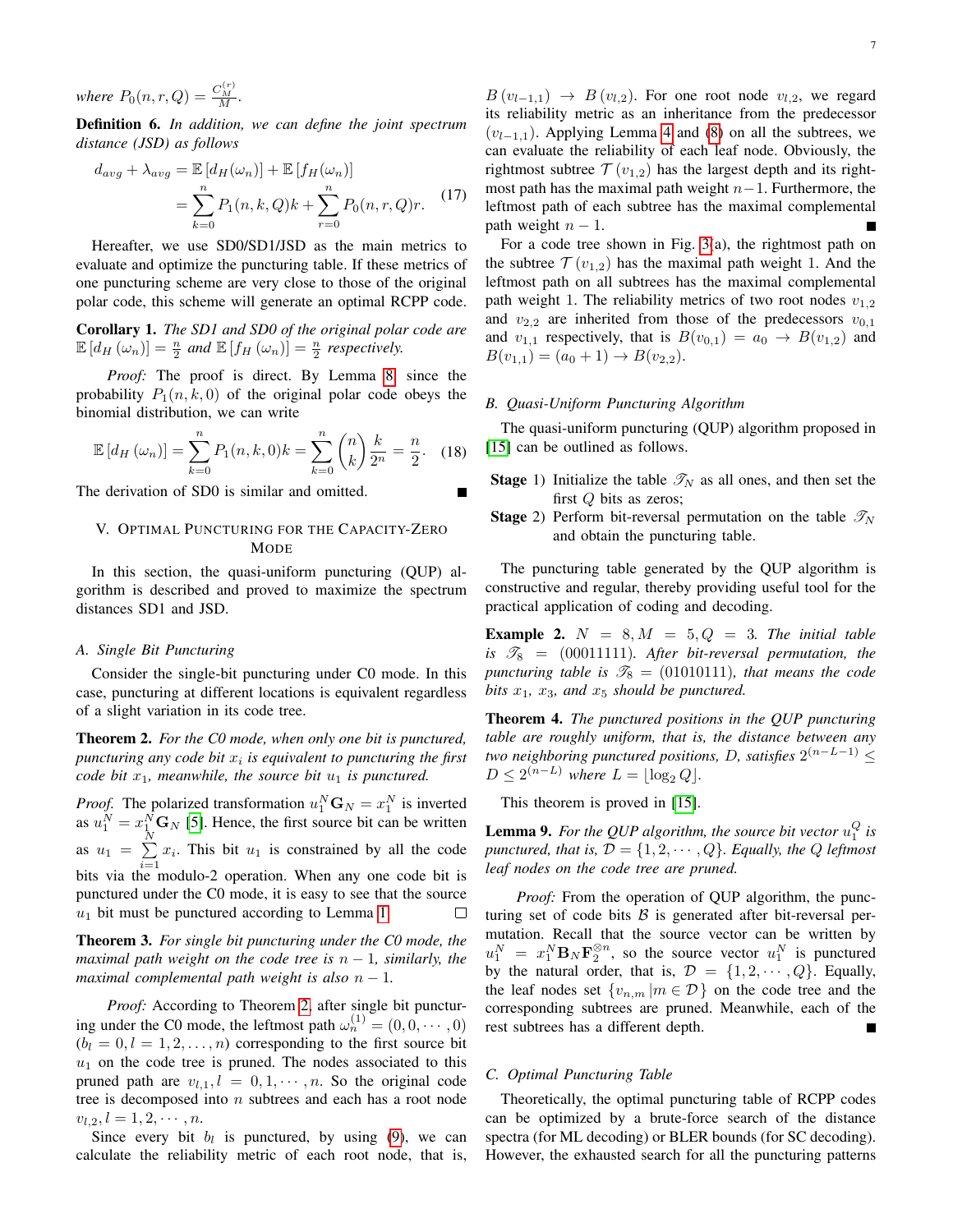*where* $P_0(n,r,Q) = \frac{C_M^{(r)}}{M}$.

**Definition 6.** *In addition, we can define the joint spectrum distance (JSD) as follows*

$$
\begin{aligned}
d_{avg} + \lambda_{avg} &= \mathbb{E}\left[d_H(\omega_n)\right] + \mathbb{E}\left[f_H(\omega_n)\right] \\
&= \sum_{k=0}^{n} P_1(n,k,Q)k + \sum_{r=0}^{n} P_0(n,r,Q)r.
\end{aligned} \tag{17}
$$

Hereafter, we use SD0/SD1/JSD as the main metrics to evaluate and optimize the puncturing table. If these metrics of one puncturing scheme are very close to those of the original polar code, this scheme will generate an optimal RCPP code.

**Corollary 1.** *The SD1 and SD0 of the original polar code are* $\mathbb{E}\left[d_H(\omega_n)\right] = \frac{n}{2}$ *and* $\mathbb{E}\left[f_H(\omega_n)\right] = \frac{n}{2}$ *respectively.*

*Proof:* The proof is direct. By Lemma 8, since the probability $P_1(n,k,0)$ of the original polar code obeys the binomial distribution, we can write

$$
\mathbb{E}\left[d_H(\omega_n)\right] = \sum_{k=0}^{n} P_1(n,k,0)k = \sum_{k=0}^{n} \binom{n}{k}\frac{k}{2^n} = \frac{n}{2}. \tag{18}
$$

The derivation of SD0 is similar and omitted. ∎

## V. Optimal Puncturing for the Capacity-Zero Mode

In this section, the quasi-uniform puncturing (QUP) algorithm is described and proved to maximize the spectrum distances SD1 and JSD.

### A. Single Bit Puncturing

Consider the single-bit puncturing under C0 mode. In this case, puncturing at different locations is equivalent regardless of a slight variation in its code tree.

**Theorem 2.** *For the C0 mode, when only one bit is punctured, puncturing any code bit* $x_i$ *is equivalent to puncturing the first code bit* $x_1$*, meanwhile, the source bit* $u_1$ *is punctured.*

*Proof.* The polarized transformation $u_1^N \mathbf{G}_N = x_1^N$ is inverted as $u_1^N = x_1^N \mathbf{G}_N$ [5]. Hence, the first source bit can be written as $u_1 = \sum_{i=1}^{N} x_i$. This bit $u_1$ is constrained by all the code bits via the modulo-2 operation. When any one code bit is punctured under the C0 mode, it is easy to see that the source $u_1$ bit must be punctured according to Lemma 1. □

**Theorem 3.** *For single bit puncturing under the C0 mode, the maximal path weight on the code tree is* $n-1$*, similarly, the maximal complemental path weight is also* $n-1$*.*

*Proof:* According to Theorem 2, after single bit puncturing under the C0 mode, the leftmost path $\omega_n^{(1)} = (0,0,\cdots,0)$ ($b_l = 0, l = 1,2,\ldots,n$) corresponding to the first source bit $u_1$ on the code tree is pruned. The nodes associated to this pruned path are $v_{l,1}, l = 0,1,\cdots,n$. So the original code tree is decomposed into $n$ subtrees and each has a root node $v_{l,2}, l = 1,2,\cdots,n$.

Since every bit $b_l$ is punctured, by using (9), we can calculate the reliability metric of each root node, that is, $B(v_{l-1,1}) \to B(v_{l,2})$. For one root node $v_{l,2}$, we regard its reliability metric as an inheritance from the predecessor $(v_{l-1,1})$. Applying Lemma 4 and (8) on all the subtrees, we can evaluate the reliability of each leaf node. Obviously, the rightmost subtree $\mathcal{T}(v_{1,2})$ has the largest depth and its rightmost path has the maximal path weight $n-1$. Furthermore, the leftmost path of each subtree has the maximal complemental path weight $n-1$. ∎

For a code tree shown in Fig. 3(a), the rightmost path on the subtree $\mathcal{T}(v_{1,2})$ has the maximal path weight 1. And the leftmost path on all subtrees has the maximal complemental path weight 1. The reliability metrics of two root nodes $v_{1,2}$ and $v_{2,2}$ are inherited from those of the predecessors $v_{0,1}$ and $v_{1,1}$ respectively, that is $B(v_{0,1}) = a_0 \to B(v_{1,2})$ and $B(v_{1,1}) = (a_0+1) \to B(v_{2,2})$.

### B. Quasi-Uniform Puncturing Algorithm

The quasi-uniform puncturing (QUP) algorithm proposed in [15] can be outlined as follows.

- **Stage** 1) Initialize the table $\mathscr{T}_N$ as all ones, and then set the first $Q$ bits as zeros;
- **Stage** 2) Perform bit-reversal permutation on the table $\mathscr{T}_N$ and obtain the puncturing table.

The puncturing table generated by the QUP algorithm is constructive and regular, thereby providing useful tool for the practical application of coding and decoding.

**Example 2.** $N = 8, M = 5, Q = 3$. *The initial table is* $\mathscr{T}_8 = (00011111)$. *After bit-reversal permutation, the puncturing table is* $\mathscr{T}_8 = (01010111)$*, that means the code bits* $x_1$*,* $x_3$*, and* $x_5$ *should be punctured.*

**Theorem 4.** *The punctured positions in the QUP puncturing table are roughly uniform, that is, the distance between any two neighboring punctured positions,* $D$*, satisfies* $2^{(n-L-1)} \leq D \leq 2^{(n-L)}$ *where* $L = \lfloor \log_2 Q \rfloor$*.*

This theorem is proved in [15].

**Lemma 9.** *For the QUP algorithm, the source bit vector* $u_1^Q$ *is punctured, that is,* $\mathcal{D} = \{1,2,\cdots,Q\}$*. Equally, the* $Q$ *leftmost leaf nodes on the code tree are pruned.*

*Proof:* From the operation of QUP algorithm, the puncturing set of code bits $\mathcal{B}$ is generated after bit-reversal permutation. Recall that the source vector can be written by $u_1^N = x_1^N \mathbf{B}_N \mathbf{F}_2^{\otimes n}$, so the source vector $u_1^N$ is punctured by the natural order, that is, $\mathcal{D} = \{1,2,\cdots,Q\}$. Equally, the leaf nodes set $\{v_{n,m} | m \in \mathcal{D}\}$ on the code tree and the corresponding subtrees are pruned. Meanwhile, each of the rest subtrees has a different depth. ∎

### C. Optimal Puncturing Table

Theoretically, the optimal puncturing table of RCPP codes can be optimized by a brute-force search of the distance spectra (for ML decoding) or BLER bounds (for SC decoding). However, the exhausted search for all the puncturing patterns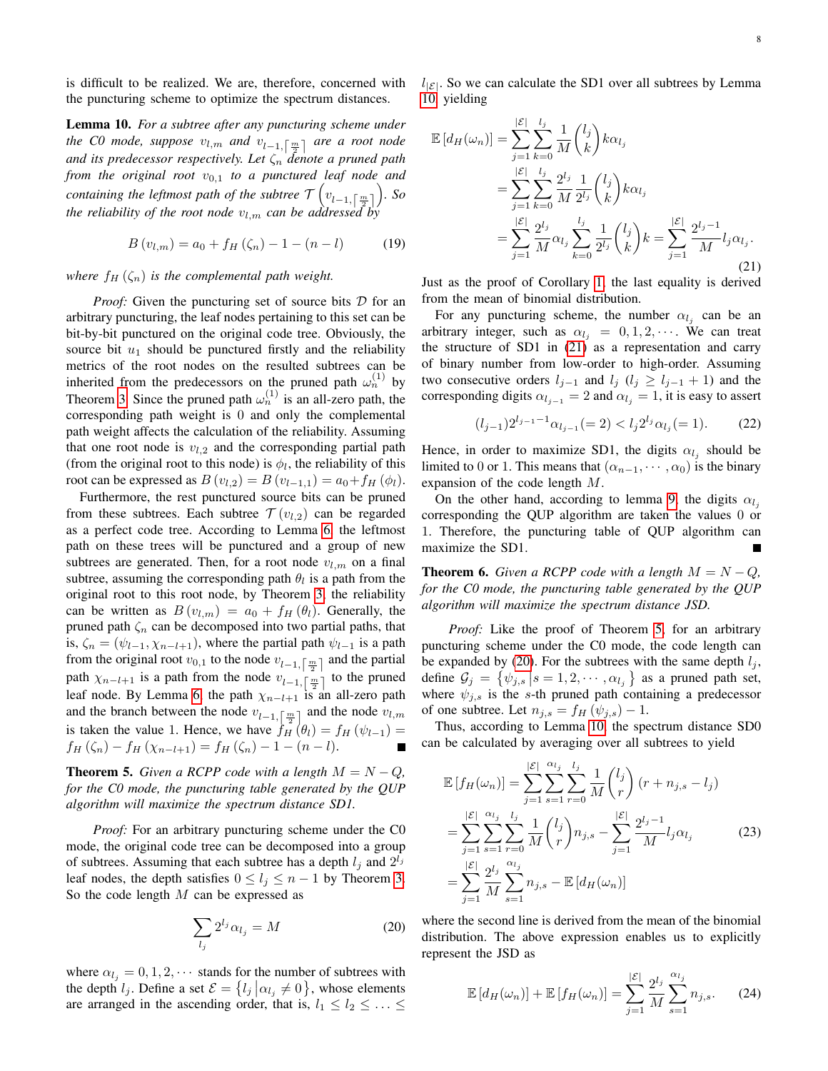is difficult to be realized. We are, therefore, concerned with the puncturing scheme to optimize the spectrum distances.

**Lemma 10.** *For a subtree after any puncturing scheme under the C0 mode, suppose $v_{l,m}$ and $v_{l-1,\lceil\frac{m}{2}\rceil}$ are a root node and its predecessor respectively. Let $\zeta_n$ denote a pruned path from the original root $v_{0,1}$ to a punctured leaf node and containing the leftmost path of the subtree $\mathcal{T}\left(v_{l-1,\lceil\frac{m}{2}\rceil}\right)$. So the reliability of the root node $v_{l,m}$ can be addressed by*

$$B\left(v_{l,m}\right) = a_0 + f_H\left(\zeta_n\right) - 1 - (n-l) \tag{19}$$

*where $f_H\left(\zeta_n\right)$ is the complemental path weight.*

*Proof:* Given the puncturing set of source bits $\mathcal{D}$ for an arbitrary puncturing, the leaf nodes pertaining to this set can be bit-by-bit punctured on the original code tree. Obviously, the source bit $u_1$ should be punctured firstly and the reliability metrics of the root nodes on the resulted subtrees can be inherited from the predecessors on the pruned path $\omega_n^{(1)}$ by Theorem 3. Since the pruned path $\omega_n^{(1)}$ is an all-zero path, the corresponding path weight is 0 and only the complemental path weight affects the calculation of the reliability. Assuming that one root node is $v_{l,2}$ and the corresponding partial path (from the original root to this node) is $\phi_l$, the reliability of this root can be expressed as $B\left(v_{l,2}\right) = B\left(v_{l-1,1}\right) = a_0 + f_H\left(\phi_l\right)$.

Furthermore, the rest punctured source bits can be pruned from these subtrees. Each subtree $\mathcal{T}\left(v_{l,2}\right)$ can be regarded as a perfect code tree. According to Lemma 6, the leftmost path on these trees will be punctured and a group of new subtrees are generated. Then, for a root node $v_{l,m}$ on a final subtree, assuming the corresponding path $\theta_l$ is a path from the original root to this root node, by Theorem 3, the reliability can be written as $B\left(v_{l,m}\right) = a_0 + f_H\left(\theta_l\right)$. Generally, the pruned path $\zeta_n$ can be decomposed into two partial paths, that is, $\zeta_n = \left(\psi_{l-1}, \chi_{n-l+1}\right)$, where the partial path $\psi_{l-1}$ is a path from the original root $v_{0,1}$ to the node $v_{l-1,\lceil\frac{m}{2}\rceil}$ and the partial path $\chi_{n-l+1}$ is a path from the node $v_{l-1,\lceil\frac{m}{2}\rceil}$ to the pruned leaf node. By Lemma 6, the path $\chi_{n-l+1}$ is an all-zero path and the branch between the node $v_{l-1,\lceil\frac{m}{2}\rceil}$ and the node $v_{l,m}$ is taken the value 1. Hence, we have $f_H\left(\theta_l\right) = f_H\left(\psi_{l-1}\right) = f_H\left(\zeta_n\right) - f_H\left(\chi_{n-l+1}\right) = f_H\left(\zeta_n\right) - 1 - (n-l)$. ∎

**Theorem 5.** *Given a RCPP code with a length $M = N - Q$, for the C0 mode, the puncturing table generated by the QUP algorithm will maximize the spectrum distance SD1.*

*Proof:* For an arbitrary puncturing scheme under the C0 mode, the original code tree can be decomposed into a group of subtrees. Assuming that each subtree has a depth $l_j$ and $2^{l_j}$ leaf nodes, the depth satisfies $0 \le l_j \le n-1$ by Theorem 3. So the code length $M$ can be expressed as

$$\sum_{l_j} 2^{l_j} \alpha_{l_j} = M \tag{20}$$

where $\alpha_{l_j} = 0, 1, 2, \cdots$ stands for the number of subtrees with the depth $l_j$. Define a set $\mathcal{E} = \left\{l_j \middle| \alpha_{l_j} \neq 0\right\}$, whose elements are arranged in the ascending order, that is, $l_1 \le l_2 \le \ldots \le l_{|\mathcal{E}|}$. So we can calculate the SD1 over all subtrees by Lemma 10, yielding

$$\begin{aligned}
\mathbb{E}\left[d_H(\omega_n)\right] &= \sum_{j=1}^{|\mathcal{E}|} \sum_{k=0}^{l_j} \frac{1}{M} \binom{l_j}{k} k \alpha_{l_j} \\
&= \sum_{j=1}^{|\mathcal{E}|} \sum_{k=0}^{l_j} \frac{2^{l_j}}{M} \frac{1}{2^{l_j}} \binom{l_j}{k} k \alpha_{l_j} \\
&= \sum_{j=1}^{|\mathcal{E}|} \frac{2^{l_j}}{M} \alpha_{l_j} \sum_{k=0}^{l_j} \frac{1}{2^{l_j}} \binom{l_j}{k} k = \sum_{j=1}^{|\mathcal{E}|} \frac{2^{l_j - 1}}{M} l_j \alpha_{l_j}.
\end{aligned} \tag{21}$$

Just as the proof of Corollary 1, the last equality is derived from the mean of binomial distribution.

For any puncturing scheme, the number $\alpha_{l_j}$ can be an arbitrary integer, such as $\alpha_{l_j} = 0, 1, 2, \cdots$. We can treat the structure of SD1 in (21) as a representation and carry of binary number from low-order to high-order. Assuming two consecutive orders $l_{j-1}$ and $l_j$ ($l_j \ge l_{j-1} + 1$) and the corresponding digits $\alpha_{l_{j-1}} = 2$ and $\alpha_{l_j} = 1$, it is easy to assert

$$(l_{j-1}) 2^{l_{j-1} - 1} \alpha_{l_{j-1}} (= 2) < l_j 2^{l_j} \alpha_{l_j} (= 1). \tag{22}$$

Hence, in order to maximize SD1, the digits $\alpha_{l_j}$ should be limited to 0 or 1. This means that $(\alpha_{n-1}, \cdots, \alpha_0)$ is the binary expansion of the code length $M$.

On the other hand, according to lemma 9, the digits $\alpha_{l_j}$ corresponding the QUP algorithm are taken the values 0 or 1. Therefore, the puncturing table of QUP algorithm can maximize the SD1. ∎

**Theorem 6.** *Given a RCPP code with a length $M = N - Q$, for the C0 mode, the puncturing table generated by the QUP algorithm will maximize the spectrum distance JSD.*

*Proof:* Like the proof of Theorem 5, for an arbitrary puncturing scheme under the C0 mode, the code length can be expanded by (20). For the subtrees with the same depth $l_j$, define $\mathcal{G}_j = \left\{\psi_{j,s} \middle| s = 1, 2, \cdots, \alpha_{l_j}\right\}$ as a pruned path set, where $\psi_{j,s}$ is the $s$-th pruned path containing a predecessor of one subtree. Let $n_{j,s} = f_H\left(\psi_{j,s}\right) - 1$.

Thus, according to Lemma 10, the spectrum distance SD0 can be calculated by averaging over all subtrees to yield

$$\begin{aligned}
\mathbb{E}\left[f_H(\omega_n)\right] &= \sum_{j=1}^{|\mathcal{E}|} \sum_{s=1}^{\alpha_{l_j}} \sum_{r=0}^{l_j} \frac{1}{M} \binom{l_j}{r} \left(r + n_{j,s} - l_j\right) \\
&= \sum_{j=1}^{|\mathcal{E}|} \sum_{s=1}^{\alpha_{l_j}} \sum_{r=0}^{l_j} \frac{1}{M} \binom{l_j}{r} n_{j,s} - \sum_{j=1}^{|\mathcal{E}|} \frac{2^{l_j - 1}}{M} l_j \alpha_{l_j} \\
&= \sum_{j=1}^{|\mathcal{E}|} \frac{2^{l_j}}{M} \sum_{s=1}^{\alpha_{l_j}} n_{j,s} - \mathbb{E}\left[d_H(\omega_n)\right]
\end{aligned} \tag{23}$$

where the second line is derived from the mean of the binomial distribution. The above expression enables us to explicitly represent the JSD as

$$\mathbb{E}\left[d_H(\omega_n)\right] + \mathbb{E}\left[f_H(\omega_n)\right] = \sum_{j=1}^{|\mathcal{E}|} \frac{2^{l_j}}{M} \sum_{s=1}^{\alpha_{l_j}} n_{j,s}. \tag{24}$$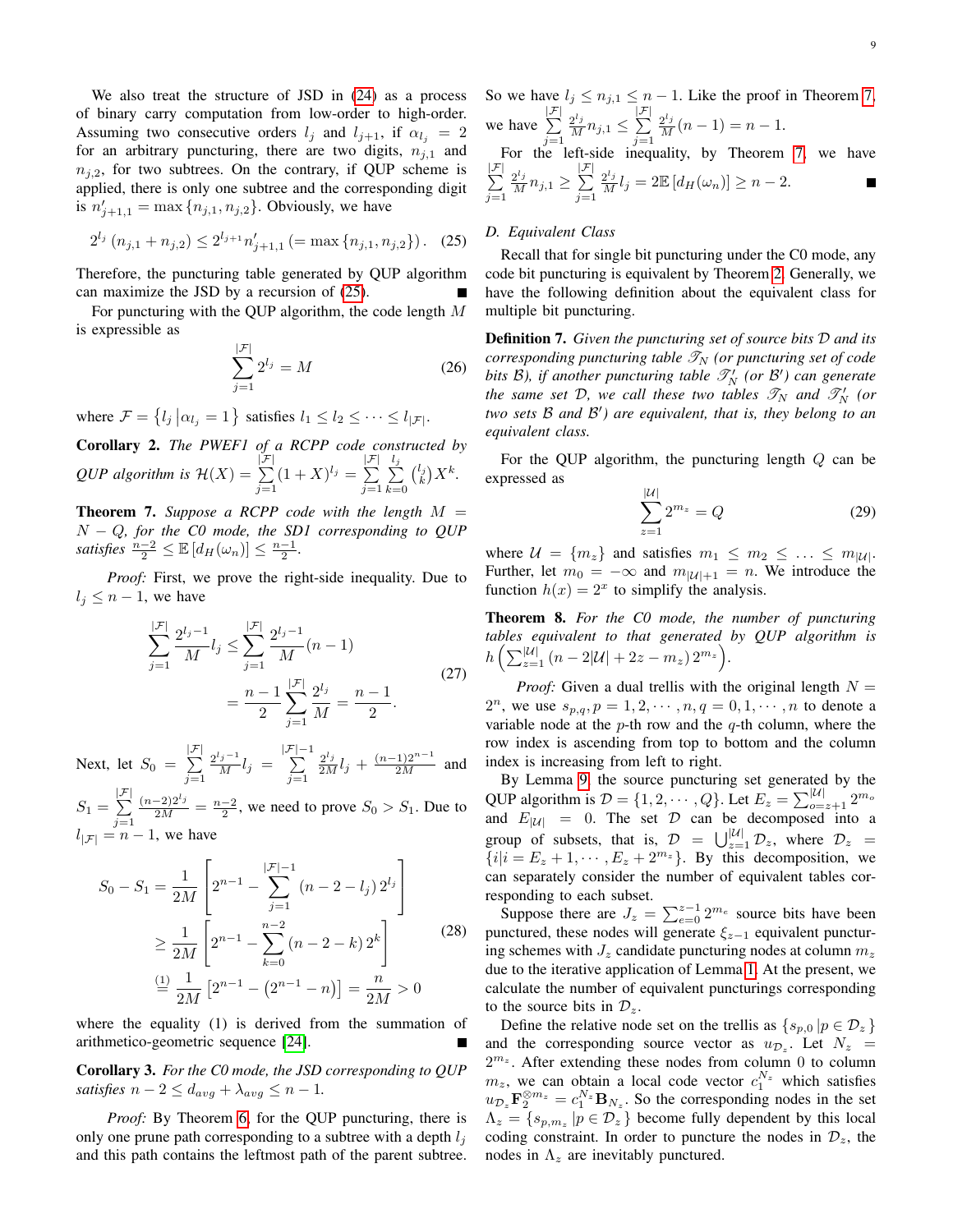We also treat the structure of JSD in (24) as a process of binary carry computation from low-order to high-order. Assuming two consecutive orders $l_j$ and $l_{j+1}$, if $\alpha_{l_j} = 2$ for an arbitrary puncturing, there are two digits, $n_{j,1}$ and $n_{j,2}$, for two subtrees. On the contrary, if QUP scheme is applied, there is only one subtree and the corresponding digit is $n'_{j+1,1} = \max\{n_{j,1}, n_{j,2}\}$. Obviously, we have

$$2^{l_j}\left(n_{j,1}+n_{j,2}\right) \leq 2^{l_{j+1}} n'_{j+1,1} \left(= \max\{n_{j,1}, n_{j,2}\}\right). \quad (25)$$

Therefore, the puncturing table generated by QUP algorithm can maximize the JSD by a recursion of (25). ∎

For puncturing with the QUP algorithm, the code length $M$ is expressible as

$$\sum_{j=1}^{|\mathcal{F}|} 2^{l_j} = M \quad (26)$$

where $\mathcal{F} = \{l_j \,|\alpha_{l_j} = 1\}$ satisfies $l_1 \leq l_2 \leq \cdots \leq l_{|\mathcal{F}|}$.

**Corollary 2.** *The PWEF1 of a RCPP code constructed by QUP algorithm is* $\mathcal{H}(X) = \sum_{j=1}^{|\mathcal{F}|} (1+X)^{l_j} = \sum_{j=1}^{|\mathcal{F}|}\sum_{k=0}^{l_j} \binom{l_j}{k} X^k$.

**Theorem 7.** *Suppose a RCPP code with the length $M = N - Q$, for the C0 mode, the SD1 corresponding to QUP satisfies $\frac{n-2}{2} \leq \mathbb{E}\left[d_H(\omega_n)\right] \leq \frac{n-1}{2}$.*

*Proof:* First, we prove the right-side inequality. Due to $l_j \leq n-1$, we have

$$\begin{aligned}\sum_{j=1}^{|\mathcal{F}|} \frac{2^{l_j-1}}{M} l_j &\leq \sum_{j=1}^{|\mathcal{F}|} \frac{2^{l_j-1}}{M}(n-1) \\ &= \frac{n-1}{2}\sum_{j=1}^{|\mathcal{F}|} \frac{2^{l_j}}{M} = \frac{n-1}{2}.\end{aligned} \quad (27)$$

Next, let $S_0 = \sum_{j=1}^{|\mathcal{F}|} \frac{2^{l_j-1}}{M} l_j = \sum_{j=1}^{|\mathcal{F}|-1} \frac{2^{l_j}}{2M} l_j + \frac{(n-1)2^{n-1}}{2M}$ and $S_1 = \sum_{j=1}^{|\mathcal{F}|} \frac{(n-2)2^{l_j}}{2M} = \frac{n-2}{2}$, we need to prove $S_0 > S_1$. Due to $l_{|\mathcal{F}|} = n-1$, we have

$$\begin{aligned}S_0 - S_1 &= \frac{1}{2M}\left[2^{n-1} - \sum_{j=1}^{|\mathcal{F}|-1}\left(n-2-l_j\right)2^{l_j}\right] \\ &\geq \frac{1}{2M}\left[2^{n-1} - \sum_{k=0}^{n-2}\left(n-2-k\right)2^{k}\right] \\ &\overset{(1)}{=} \frac{1}{2M}\left[2^{n-1} - \left(2^{n-1}-n\right)\right] = \frac{n}{2M} > 0\end{aligned} \quad (28)$$

where the equality (1) is derived from the summation of arithmetico-geometric sequence [24]. ∎

**Corollary 3.** *For the C0 mode, the JSD corresponding to QUP satisfies $n-2 \leq d_{avg} + \lambda_{avg} \leq n-1$.*

*Proof:* By Theorem 6, for the QUP puncturing, there is only one prune path corresponding to a subtree with a depth $l_j$ and this path contains the leftmost path of the parent subtree. So we have $l_j \leq n_{j,1} \leq n-1$. Like the proof in Theorem 7, we have $\sum_{j=1}^{|\mathcal{F}|} \frac{2^{l_j}}{M} n_{j,1} \leq \sum_{j=1}^{|\mathcal{F}|} \frac{2^{l_j}}{M}(n-1) = n-1$.

For the left-side inequality, by Theorem 7, we have $\sum_{j=1}^{|\mathcal{F}|} \frac{2^{l_j}}{M} n_{j,1} \geq \sum_{j=1}^{|\mathcal{F}|} \frac{2^{l_j}}{M} l_j = 2\mathbb{E}\left[d_H(\omega_n)\right] \geq n-2$. ∎

### D. Equivalent Class

Recall that for single bit puncturing under the C0 mode, any code bit puncturing is equivalent by Theorem 2. Generally, we have the following definition about the equivalent class for multiple bit puncturing.

**Definition 7.** *Given the puncturing set of source bits $\mathcal{D}$ and its corresponding puncturing table $\mathscr{T}_N$ (or puncturing set of code bits $\mathcal{B}$), if another puncturing table $\mathscr{T}'_N$ (or $\mathcal{B}'$) can generate the same set $\mathcal{D}$, we call these two tables $\mathscr{T}_N$ and $\mathscr{T}'_N$ (or two sets $\mathcal{B}$ and $\mathcal{B}'$) are equivalent, that is, they belong to an equivalent class.*

For the QUP algorithm, the puncturing length $Q$ can be expressed as

$$\sum_{z=1}^{|\mathcal{U}|} 2^{m_z} = Q \quad (29)$$

where $\mathcal{U} = \{m_z\}$ and satisfies $m_1 \leq m_2 \leq \ldots \leq m_{|\mathcal{U}|}$. Further, let $m_0 = -\infty$ and $m_{|\mathcal{U}|+1} = n$. We introduce the function $h(x) = 2^x$ to simplify the analysis.

**Theorem 8.** *For the C0 mode, the number of puncturing tables equivalent to that generated by QUP algorithm is $h\left(\sum_{z=1}^{|\mathcal{U}|}\left(n-2|\mathcal{U}|+2z-m_z\right)2^{m_z}\right)$.*

*Proof:* Given a dual trellis with the original length $N = 2^n$, we use $s_{p,q}, p = 1, 2, \cdots, n, q = 0, 1, \cdots, n$ to denote a variable node at the $p$-th row and the $q$-th column, where the row index is ascending from top to bottom and the column index is increasing from left to right.

By Lemma 9, the source puncturing set generated by the QUP algorithm is $\mathcal{D} = \{1, 2, \cdots, Q\}$. Let $E_z = \sum_{o=z+1}^{|\mathcal{U}|} 2^{m_o}$ and $E_{|\mathcal{U}|} = 0$. The set $\mathcal{D}$ can be decomposed into a group of subsets, that is, $\mathcal{D} = \bigcup_{z=1}^{|\mathcal{U}|}\mathcal{D}_z$, where $\mathcal{D}_z = \{i | i = E_z + 1, \cdots, E_z + 2^{m_z}\}$. By this decomposition, we can separately consider the number of equivalent tables corresponding to each subset.

Suppose there are $J_z = \sum_{e=0}^{z-1} 2^{m_e}$ source bits have been punctured, these nodes will generate $\xi_{z-1}$ equivalent puncturing schemes with $J_z$ candidate puncturing nodes at column $m_z$ due to the iterative application of Lemma 1. At the present, we calculate the number of equivalent puncturings corresponding to the source bits in $\mathcal{D}_z$.

Define the relative node set on the trellis as $\{s_{p,0}\,|p \in \mathcal{D}_z\}$ and the corresponding source vector as $u_{\mathcal{D}_z}$. Let $N_z = 2^{m_z}$. After extending these nodes from column 0 to column $m_z$, we can obtain a local code vector $c_1^{N_z}$ which satisfies $u_{\mathcal{D}_z}\mathbf{F}_2^{\otimes m_z} = c_1^{N_z}\mathbf{B}_{N_z}$. So the corresponding nodes in the set $\Lambda_z = \{s_{p,m_z}\,|p \in \mathcal{D}_z\}$ become fully dependent by this local coding constraint. In order to puncture the nodes in $\mathcal{D}_z$, the nodes in $\Lambda_z$ are inevitably punctured.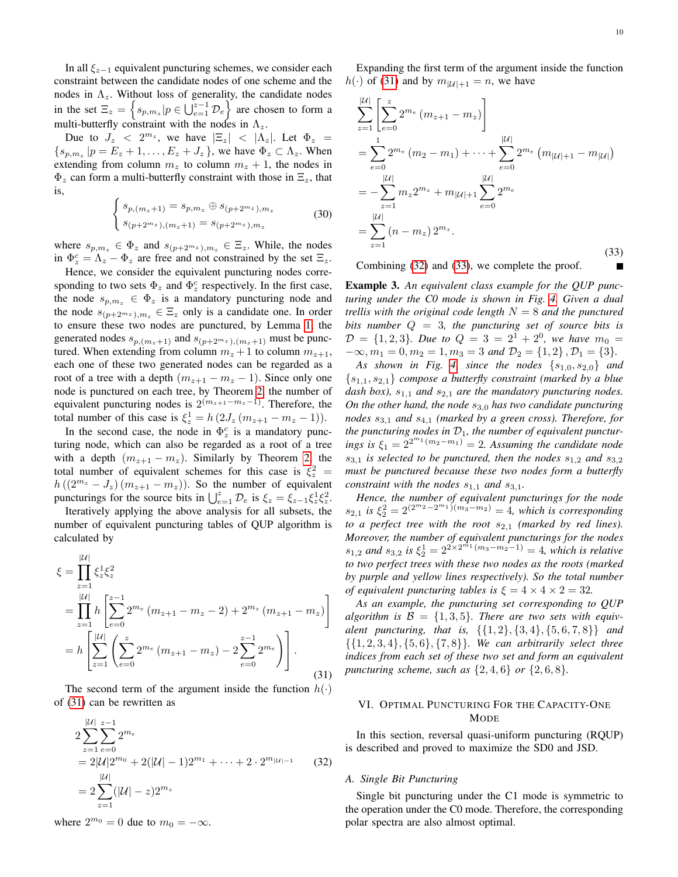In all $\xi_{z-1}$ equivalent puncturing schemes, we consider each constraint between the candidate nodes of one scheme and the nodes in $\Lambda_z$. Without loss of generality, the candidate nodes in the set $\Xi_z = \left\{ s_{p,m_z} | p \in \bigcup_{e=1}^{z-1} \mathcal{D}_e \right\}$ are chosen to form a multi-butterfly constraint with the nodes in $\Lambda_z$.

Due to $J_z < 2^{m_z}$, we have $|\Xi_z| < |\Lambda_z|$. Let $\Phi_z = \{s_{p,m_z} | p = E_z+1, \ldots, E_z+J_z\}$, we have $\Phi_z \subset \Lambda_z$. When extending from column $m_z$ to column $m_z+1$, the nodes in $\Phi_z$ can form a multi-butterfly constraint with those in $\Xi_z$, that is,

$$\begin{cases} s_{p,(m_z+1)} = s_{p,m_z} \oplus s_{(p+2^{m_z}),m_z} \\ s_{(p+2^{m_z}),(m_z+1)} = s_{(p+2^{m_z}),m_z} \end{cases} \tag{30}$$

where $s_{p,m_z} \in \Phi_z$ and $s_{(p+2^{m_z}),m_z} \in \Xi_z$. While, the nodes in $\Phi_z^c = \Lambda_z - \Phi_z$ are free and not constrained by the set $\Xi_z$.

Hence, we consider the equivalent puncturing nodes corresponding to two sets $\Phi_z$ and $\Phi_z^c$ respectively. In the first case, the node $s_{p,m_z} \in \Phi_z$ is a mandatory puncturing node and the node $s_{(p+2^{m_z}),m_z} \in \Xi_z$ only is a candidate one. In order to ensure these two nodes are punctured, by Lemma 1, the generated nodes $s_{p,(m_z+1)}$ and $s_{(p+2^{m_z}),(m_z+1)}$ must be punctured. When extending from column $m_z+1$ to column $m_{z+1}$, each one of these two generated nodes can be regarded as a root of a tree with a depth $(m_{z+1} - m_z - 1)$. Since only one node is punctured on each tree, by Theorem 2, the number of equivalent puncturing nodes is $2^{(m_{z+1}-m_z-1)}$. Therefore, the total number of this case is $\xi_z^1 = h\left(2J_z\left(m_{z+1} - m_z - 1\right)\right)$.

In the second case, the node in $\Phi_z^c$ is a mandatory puncturing node, which can also be regarded as a root of a tree with a depth $(m_{z+1} - m_z)$. Similarly by Theorem 2, the total number of equivalent schemes for this case is $\xi_z^2 = h\left(\left(2^{m_z} - J_z\right)\left(m_{z+1} - m_z\right)\right)$. So the number of equivalent puncturings for the source bits in $\bigcup_{e=1}^{z} \mathcal{D}_e$ is $\xi_z = \xi_{z-1}\xi_z^1\xi_z^2$.

Iteratively applying the above analysis for all subsets, the number of equivalent puncturing tables of QUP algorithm is calculated by

$$\begin{aligned} \xi &= \prod_{z=1}^{|\mathcal{U}|} \xi_z^1 \xi_z^2 \\ &= \prod_{z=1}^{|\mathcal{U}|} h\left[\sum_{e=0}^{z-1} 2^{m_e}\left(m_{z+1} - m_z - 2\right) + 2^{m_z}\left(m_{z+1} - m_z\right)\right] \\ &= h\left[\sum_{z=1}^{|\mathcal{U}|}\left(\sum_{e=0}^{z} 2^{m_e}\left(m_{z+1} - m_z\right) - 2\sum_{e=0}^{z-1} 2^{m_e}\right)\right]. \end{aligned} \tag{31}$$

The second term of the argument inside the function $h(\cdot)$ of (31) can be rewritten as

$$\begin{aligned} &2\sum_{z=1}^{|\mathcal{U}|}\sum_{e=0}^{z-1} 2^{m_e} \\ &= 2|\mathcal{U}|2^{m_0} + 2(|\mathcal{U}|-1)2^{m_1} + \cdots + 2 \cdot 2^{m_{|\mathcal{U}|-1}} \\ &= 2\sum_{z=1}^{|\mathcal{U}|}(|\mathcal{U}| - z)2^{m_z} \end{aligned} \tag{32}$$

where $2^{m_0} = 0$ due to $m_0 = -\infty$.

Expanding the first term of the argument inside the function $h(\cdot)$ of (31) and by $m_{|\mathcal{U}|+1} = n$, we have

$$\begin{aligned} &\sum_{z=1}^{|\mathcal{U}|}\left[\sum_{e=0}^{z} 2^{m_e}\left(m_{z+1} - m_z\right)\right] \\ &= \sum_{e=0}^{1} 2^{m_e}\left(m_2 - m_1\right) + \cdots + \sum_{e=0}^{|\mathcal{U}|} 2^{m_e}\left(m_{|\mathcal{U}|+1} - m_{|\mathcal{U}|}\right) \\ &= -\sum_{z=1}^{|\mathcal{U}|} m_z 2^{m_z} + m_{|\mathcal{U}|+1}\sum_{e=0}^{|\mathcal{U}|} 2^{m_e} \\ &= \sum_{z=1}^{|\mathcal{U}|}\left(n - m_z\right)2^{m_z}. \end{aligned} \tag{33}$$

Combining (32) and (33), we complete the proof. ∎

**Example 3.** *An equivalent class example for the QUP puncturing under the C0 mode is shown in Fig. 4. Given a dual trellis with the original code length $N = 8$ and the punctured bits number $Q = 3$, the puncturing set of source bits is $\mathcal{D} = \{1, 2, 3\}$. Due to $Q = 3 = 2^1 + 2^0$, we have $m_0 = -\infty, m_1 = 0, m_2 = 1, m_3 = 3$ and $\mathcal{D}_2 = \{1, 2\}, \mathcal{D}_1 = \{3\}$.*

*As shown in Fig. 4, since the nodes $\{s_{1,0}, s_{2,0}\}$ and $\{s_{1,1}, s_{2,1}\}$ compose a butterfly constraint (marked by a blue dash box), $s_{1,1}$ and $s_{2,1}$ are the mandatory puncturing nodes. On the other hand, the node $s_{3,0}$ has two candidate puncturing nodes $s_{3,1}$ and $s_{4,1}$ (marked by a green cross). Therefore, for the puncturing nodes in $\mathcal{D}_1$, the number of equivalent puncturings is $\xi_1 = 2^{2^{m_1}(m_2-m_1)} = 2$. Assuming the candidate node $s_{3,1}$ is selected to be punctured, then the nodes $s_{1,2}$ and $s_{3,2}$ must be punctured because these two nodes form a butterfly constraint with the nodes $s_{1,1}$ and $s_{3,1}$.*

*Hence, the number of equivalent puncturings for the node $s_{2,1}$ is $\xi_2^2 = 2^{(2^{m_2}-2^{m_1})(m_3-m_2)} = 4$, which is corresponding to a perfect tree with the root $s_{2,1}$ (marked by red lines). Moreover, the number of equivalent puncturings for the nodes $s_{1,2}$ and $s_{3,2}$ is $\xi_2^1 = 2^{2\times 2^{m_1}(m_3-m_2-1)} = 4$, which is relative to two perfect trees with these two nodes as the roots (marked by purple and yellow lines respectively). So the total number of equivalent puncturing tables is $\xi = 4 \times 4 \times 2 = 32$.*

*As an example, the puncturing set corresponding to QUP algorithm is $\mathcal{B} = \{1, 3, 5\}$. There are two sets with equivalent puncturing, that is, $\{\{1, 2\}, \{3, 4\}, \{5, 6, 7, 8\}\}$ and $\{\{1, 2, 3, 4\}, \{5, 6\}, \{7, 8\}\}$. We can arbitrarily select three indices from each set of these two set and form an equivalent puncturing scheme, such as $\{2, 4, 6\}$ or $\{2, 6, 8\}$.*

## VI. Optimal Puncturing For the Capacity-One Mode

In this section, reversal quasi-uniform puncturing (RQUP) is described and proved to maximize the SD0 and JSD.

### A. Single Bit Puncturing

Single bit puncturing under the C1 mode is symmetric to the operation under the C0 mode. Therefore, the corresponding polar spectra are also almost optimal.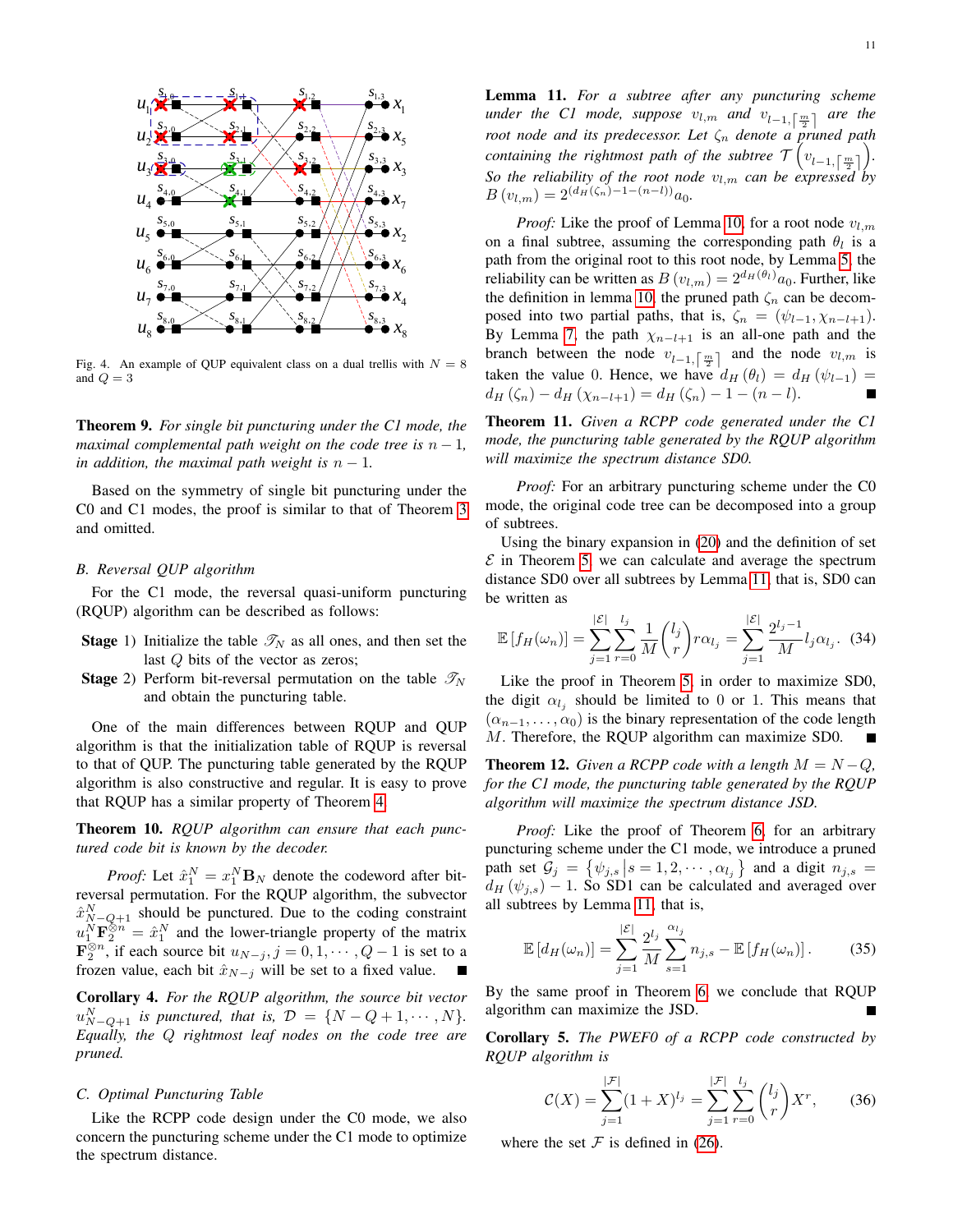Fig. 4. An example of QUP equivalent class on a dual trellis with $N=8$ and $Q=3$

**Theorem 9.** *For single bit puncturing under the C1 mode, the maximal complemental path weight on the code tree is $n-1$, in addition, the maximal path weight is $n-1$.*

Based on the symmetry of single bit puncturing under the C0 and C1 modes, the proof is similar to that of Theorem 3 and omitted.

### *B. Reversal QUP algorithm*

For the C1 mode, the reversal quasi-uniform puncturing (RQUP) algorithm can be described as follows:

- **Stage** 1) Initialize the table $\mathscr{T}_N$ as all ones, and then set the last $Q$ bits of the vector as zeros;
- **Stage** 2) Perform bit-reversal permutation on the table $\mathscr{T}_N$ and obtain the puncturing table.

One of the main differences between RQUP and QUP algorithm is that the initialization table of RQUP is reversal to that of QUP. The puncturing table generated by the RQUP algorithm is also constructive and regular. It is easy to prove that RQUP has a similar property of Theorem 4.

**Theorem 10.** *RQUP algorithm can ensure that each punctured code bit is known by the decoder.*

*Proof:* Let $\hat{x}_1^N = x_1^N \mathbf{B}_N$ denote the codeword after bit-reversal permutation. For the RQUP algorithm, the subvector $\hat{x}_{N-Q+1}^N$ should be punctured. Due to the coding constraint $u_1^N \mathbf{F}_2^{\otimes n} = \hat{x}_1^N$ and the lower-triangle property of the matrix $\mathbf{F}_2^{\otimes n}$, if each source bit $u_{N-j}, j=0,1,\cdots,Q-1$ is set to a frozen value, each bit $\hat{x}_{N-j}$ will be set to a fixed value. ■

**Corollary 4.** *For the RQUP algorithm, the source bit vector $u_{N-Q+1}^N$ is punctured, that is, $\mathcal{D} = \{N-Q+1,\cdots,N\}$. Equally, the $Q$ rightmost leaf nodes on the code tree are pruned.*

### *C. Optimal Puncturing Table*

Like the RCPP code design under the C0 mode, we also concern the puncturing scheme under the C1 mode to optimize the spectrum distance.

**Lemma 11.** *For a subtree after any puncturing scheme under the C1 mode, suppose $v_{l,m}$ and $v_{l-1,\lceil \frac{m}{2} \rceil}$ are the root node and its predecessor. Let $\zeta_n$ denote a pruned path containing the rightmost path of the subtree $\mathcal{T}\left(v_{l-1,\lceil \frac{m}{2} \rceil}\right)$. So the reliability of the root node $v_{l,m}$ can be expressed by $B\left(v_{l,m}\right) = 2^{(d_H(\zeta_n)-1-(n-l))} a_0$.*

*Proof:* Like the proof of Lemma 10, for a root node $v_{l,m}$ on a final subtree, assuming the corresponding path $\theta_l$ is a path from the original root to this root node, by Lemma 5, the reliability can be written as $B\left(v_{l,m}\right) = 2^{d_H(\theta_l)} a_0$. Further, like the definition in lemma 10, the pruned path $\zeta_n$ can be decomposed into two partial paths, that is, $\zeta_n = (\psi_{l-1}, \chi_{n-l+1})$. By Lemma 7, the path $\chi_{n-l+1}$ is an all-one path and the branch between the node $v_{l-1,\lceil \frac{m}{2} \rceil}$ and the node $v_{l,m}$ is taken the value 0. Hence, we have $d_H(\theta_l) = d_H(\psi_{l-1}) = d_H(\zeta_n) - d_H(\chi_{n-l+1}) = d_H(\zeta_n) - 1 - (n-l)$. ■

**Theorem 11.** *Given a RCPP code generated under the C1 mode, the puncturing table generated by the RQUP algorithm will maximize the spectrum distance SD0.*

*Proof:* For an arbitrary puncturing scheme under the C0 mode, the original code tree can be decomposed into a group of subtrees.

Using the binary expansion in (20) and the definition of set $\mathcal{E}$ in Theorem 5, we can calculate and average the spectrum distance SD0 over all subtrees by Lemma 11, that is, SD0 can be written as

$$\mathbb{E}\left[f_H(\omega_n)\right] = \sum_{j=1}^{|\mathcal{E}|} \sum_{r=0}^{l_j} \frac{1}{M} \binom{l_j}{r} r\alpha_{l_j} = \sum_{j=1}^{|\mathcal{E}|} \frac{2^{l_j-1}}{M} l_j \alpha_{l_j}. \quad (34)$$

Like the proof in Theorem 5, in order to maximize SD0, the digit $\alpha_{l_j}$ should be limited to 0 or 1. This means that $(\alpha_{n-1},\ldots,\alpha_0)$ is the binary representation of the code length $M$. Therefore, the RQUP algorithm can maximize SD0. ■

**Theorem 12.** *Given a RCPP code with a length $M=N-Q$, for the C1 mode, the puncturing table generated by the RQUP algorithm will maximize the spectrum distance JSD.*

*Proof:* Like the proof of Theorem 6, for an arbitrary puncturing scheme under the C1 mode, we introduce a pruned path set $\mathcal{G}_j = \left\{\psi_{j,s} \middle| s=1,2,\cdots,\alpha_{l_j}\right\}$ and a digit $n_{j,s} = d_H(\psi_{j,s}) - 1$. So SD1 can be calculated and averaged over all subtrees by Lemma 11, that is,

$$\mathbb{E}\left[d_H(\omega_n)\right] = \sum_{j=1}^{|\mathcal{E}|} \frac{2^{l_j}}{M} \sum_{s=1}^{\alpha_{l_j}} n_{j,s} - \mathbb{E}\left[f_H(\omega_n)\right]. \quad (35)$$

By the same proof in Theorem 6, we conclude that RQUP algorithm can maximize the JSD. ■

**Corollary 5.** *The PWEF0 of a RCPP code constructed by RQUP algorithm is*

$$\mathcal{C}(X) = \sum_{j=1}^{|\mathcal{F}|} (1+X)^{l_j} = \sum_{j=1}^{|\mathcal{F}|} \sum_{r=0}^{l_j} \binom{l_j}{r} X^r, \quad (36)$$

where the set $\mathcal{F}$ is defined in (26).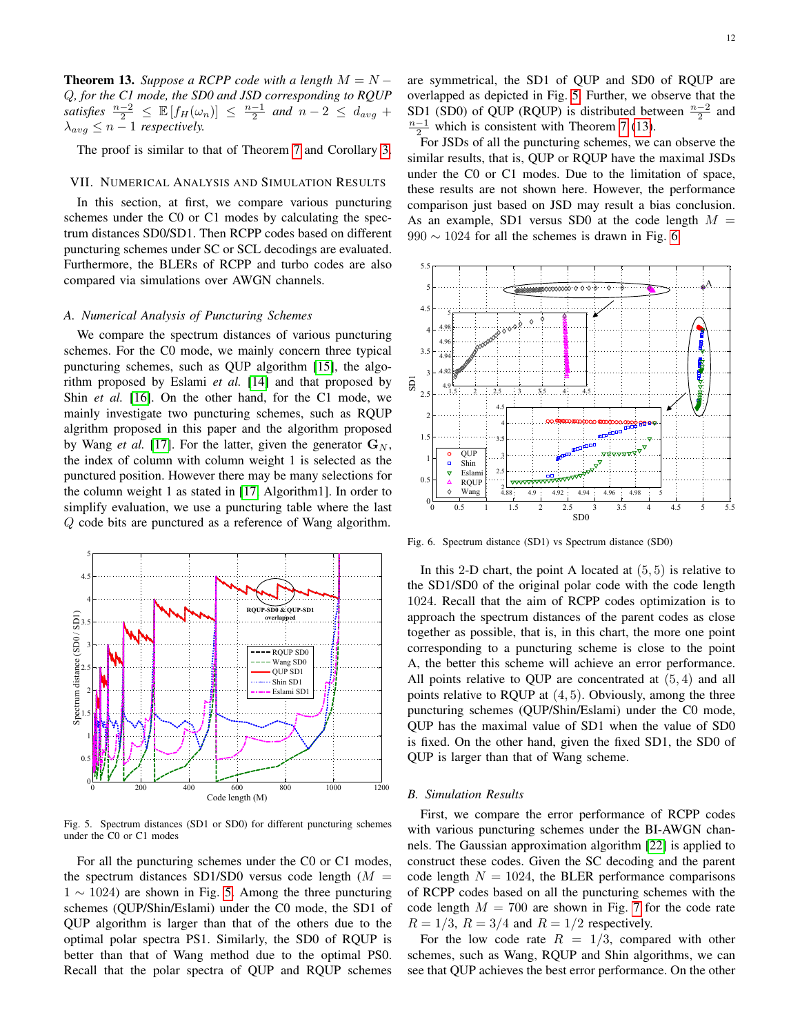**Theorem 13.** *Suppose a RCPP code with a length $M = N - Q$, for the C1 mode, the SD0 and JSD corresponding to RQUP satisfies $\frac{n-2}{2} \leq \mathbb{E}[f_H(\omega_n)] \leq \frac{n-1}{2}$ and $n-2 \leq d_{avg} + \lambda_{avg} \leq n-1$ respectively.*

The proof is similar to that of Theorem 7 and Corollary 3.

## VII. Numerical Analysis and Simulation Results

In this section, at first, we compare various puncturing schemes under the C0 or C1 modes by calculating the spectrum distances SD0/SD1. Then RCPP codes based on different puncturing schemes under SC or SCL decodings are evaluated. Furthermore, the BLERs of RCPP and turbo codes are also compared via simulations over AWGN channels.

### A. Numerical Analysis of Puncturing Schemes

We compare the spectrum distances of various puncturing schemes. For the C0 mode, we mainly concern three typical puncturing schemes, such as QUP algorithm [15], the algorithm proposed by Eslami *et al.* [14] and that proposed by Shin *et al.* [16]. On the other hand, for the C1 mode, we mainly investigate two puncturing schemes, such as RQUP algorithm proposed in this paper and the algorithm proposed by Wang *et al.* [17]. For the latter, given the generator $\mathbf{G}_N$, the index of column with column weight 1 is selected as the punctured position. However there may be many selections for the column weight 1 as stated in [17, Algorithm1]. In order to simplify evaluation, we use a puncturing table where the last $Q$ code bits are punctured as a reference of Wang algorithm.

Fig. 5. Spectrum distances (SD1 or SD0) for different puncturing schemes under the C0 or C1 modes

For all the puncturing schemes under the C0 or C1 modes, the spectrum distances SD1/SD0 versus code length ($M = 1 \sim 1024$) are shown in Fig. 5. Among the three puncturing schemes (QUP/Shin/Eslami) under the C0 mode, the SD1 of QUP algorithm is larger than that of the others due to the optimal polar spectra PS1. Similarly, the SD0 of RQUP is better than that of Wang method due to the optimal PS0. Recall that the polar spectra of QUP and RQUP schemes are symmetrical, the SD1 of QUP and SD0 of RQUP are overlapped as depicted in Fig. 5. Further, we observe that the SD1 (SD0) of QUP (RQUP) is distributed between $\frac{n-2}{2}$ and $\frac{n-1}{2}$ which is consistent with Theorem 7 (13).

For JSDs of all the puncturing schemes, we can observe the similar results, that is, QUP or RQUP have the maximal JSDs under the C0 or C1 modes. Due to the limitation of space, these results are not shown here. However, the performance comparison just based on JSD may result a bias conclusion. As an example, SD1 versus SD0 at the code length $M = 990 \sim 1024$ for all the schemes is drawn in Fig. 6.

Fig. 6. Spectrum distance (SD1) vs Spectrum distance (SD0)

In this 2-D chart, the point A located at $(5, 5)$ is relative to the SD1/SD0 of the original polar code with the code length 1024. Recall that the aim of RCPP codes optimization is to approach the spectrum distances of the parent codes as close together as possible, that is, in this chart, the more one point corresponding to a puncturing scheme is close to the point A, the better this scheme will achieve an error performance. All points relative to QUP are concentrated at $(5, 4)$ and all points relative to RQUP at $(4, 5)$. Obviously, among the three puncturing schemes (QUP/Shin/Eslami) under the C0 mode, QUP has the maximal value of SD1 when the value of SD0 is fixed. On the other hand, given the fixed SD1, the SD0 of QUP is larger than that of Wang scheme.

### B. Simulation Results

First, we compare the error performance of RCPP codes with various puncturing schemes under the BI-AWGN channels. The Gaussian approximation algorithm [22] is applied to construct these codes. Given the SC decoding and the parent code length $N = 1024$, the BLER performance comparisons of RCPP codes based on all the puncturing schemes with the code length $M = 700$ are shown in Fig. 7 for the code rate $R = 1/3$, $R = 3/4$ and $R = 1/2$ respectively.

For the low code rate $R = 1/3$, compared with other schemes, such as Wang, RQUP and Shin algorithms, we can see that QUP achieves the best error performance. On the other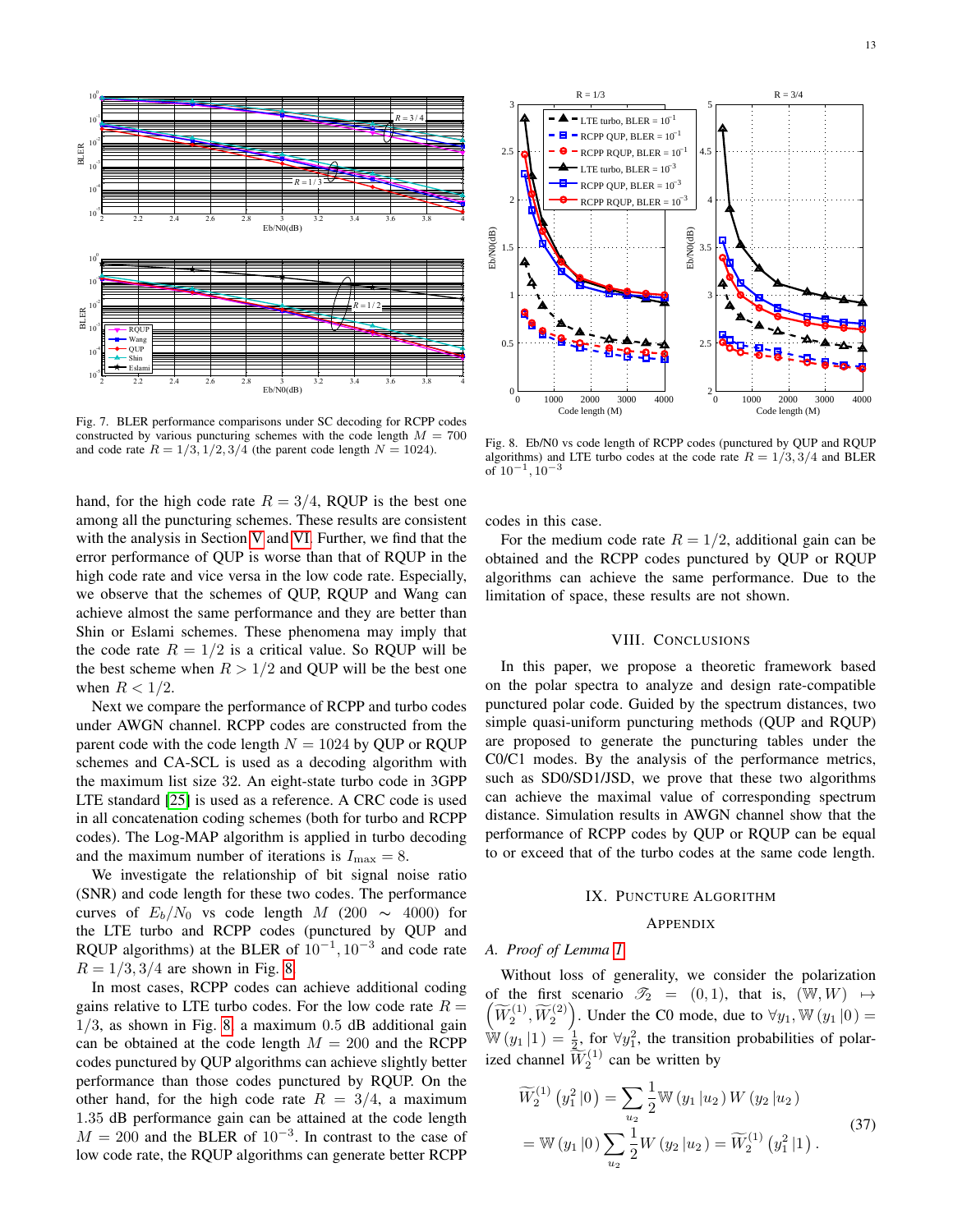Fig. 7. BLER performance comparisons under SC decoding for RCPP codes constructed by various puncturing schemes with the code length $M = 700$ and code rate $R = 1/3, 1/2, 3/4$ (the parent code length $N = 1024$).

Fig. 8. Eb/N0 vs code length of RCPP codes (punctured by QUP and RQUP algorithms) and LTE turbo codes at the code rate $R = 1/3, 3/4$ and BLER of $10^{-1}, 10^{-3}$

hand, for the high code rate $R = 3/4$, RQUP is the best one among all the puncturing schemes. These results are consistent with the analysis in Section V and VI. Further, we find that the error performance of QUP is worse than that of RQUP in the high code rate and vice versa in the low code rate. Especially, we observe that the schemes of QUP, RQUP and Wang can achieve almost the same performance and they are better than Shin or Eslami schemes. These phenomena may imply that the code rate $R = 1/2$ is a critical value. So RQUP will be the best scheme when $R > 1/2$ and QUP will be the best one when $R < 1/2$.

Next we compare the performance of RCPP and turbo codes under AWGN channel. RCPP codes are constructed from the parent code with the code length $N = 1024$ by QUP or RQUP schemes and CA-SCL is used as a decoding algorithm with the maximum list size 32. An eight-state turbo code in 3GPP LTE standard [25] is used as a reference. A CRC code is used in all concatenation coding schemes (both for turbo and RCPP codes). The Log-MAP algorithm is applied in turbo decoding and the maximum number of iterations is $I_{\max} = 8$.

We investigate the relationship of bit signal noise ratio (SNR) and code length for these two codes. The performance curves of $E_b/N_0$ vs code length $M$ ($200 \sim 4000$) for the LTE turbo and RCPP codes (punctured by QUP and RQUP algorithms) at the BLER of $10^{-1}, 10^{-3}$ and code rate $R = 1/3, 3/4$ are shown in Fig. 8.

In most cases, RCPP codes can achieve additional coding gains relative to LTE turbo codes. For the low code rate $R = 1/3$, as shown in Fig. 8, a maximum 0.5 dB additional gain can be obtained at the code length $M = 200$ and the RCPP codes punctured by QUP algorithms can achieve slightly better performance than those codes punctured by RQUP. On the other hand, for the high code rate $R = 3/4$, a maximum 1.35 dB performance gain can be attained at the code length $M = 200$ and the BLER of $10^{-3}$. In contrast to the case of low code rate, the RQUP algorithms can generate better RCPP codes in this case.

For the medium code rate $R = 1/2$, additional gain can be obtained and the RCPP codes punctured by QUP or RQUP algorithms can achieve the same performance. Due to the limitation of space, these results are not shown.

## VIII. Conclusions

In this paper, we propose a theoretic framework based on the polar spectra to analyze and design rate-compatible punctured polar code. Guided by the spectrum distances, two simple quasi-uniform puncturing methods (QUP and RQUP) are proposed to generate the puncturing tables under the C0/C1 modes. By the analysis of the performance metrics, such as SD0/SD1/JSD, we prove that these two algorithms can achieve the maximal value of corresponding spectrum distance. Simulation results in AWGN channel show that the performance of RCPP codes by QUP or RQUP can be equal to or exceed that of the turbo codes at the same code length.

## IX. Puncture Algorithm

## Appendix

### A. Proof of Lemma 1

Without loss of generality, we consider the polarization of the first scenario $\mathscr{T}_2 = (0,1)$, that is, $(\mathbb{W}, W) \mapsto \left(\widetilde{W}_2^{(1)}, \widetilde{W}_2^{(2)}\right)$. Under the C0 mode, due to $\forall y_1, \mathbb{W}(y_1|0) = \mathbb{W}(y_1|1) = \frac{1}{2}$, for $\forall y_1^2$, the transition probabilities of polarized channel $\widetilde{W}_2^{(1)}$ can be written by

$$
\begin{aligned}
\widetilde{W}_2^{(1)}\left(y_1^2|0\right) &= \sum_{u_2} \frac{1}{2} \mathbb{W}(y_1|u_2) W(y_2|u_2) \\
&= \mathbb{W}(y_1|0) \sum_{u_2} \frac{1}{2} W(y_2|u_2) = \widetilde{W}_2^{(1)}\left(y_1^2|1\right).
\end{aligned} \tag{37}
$$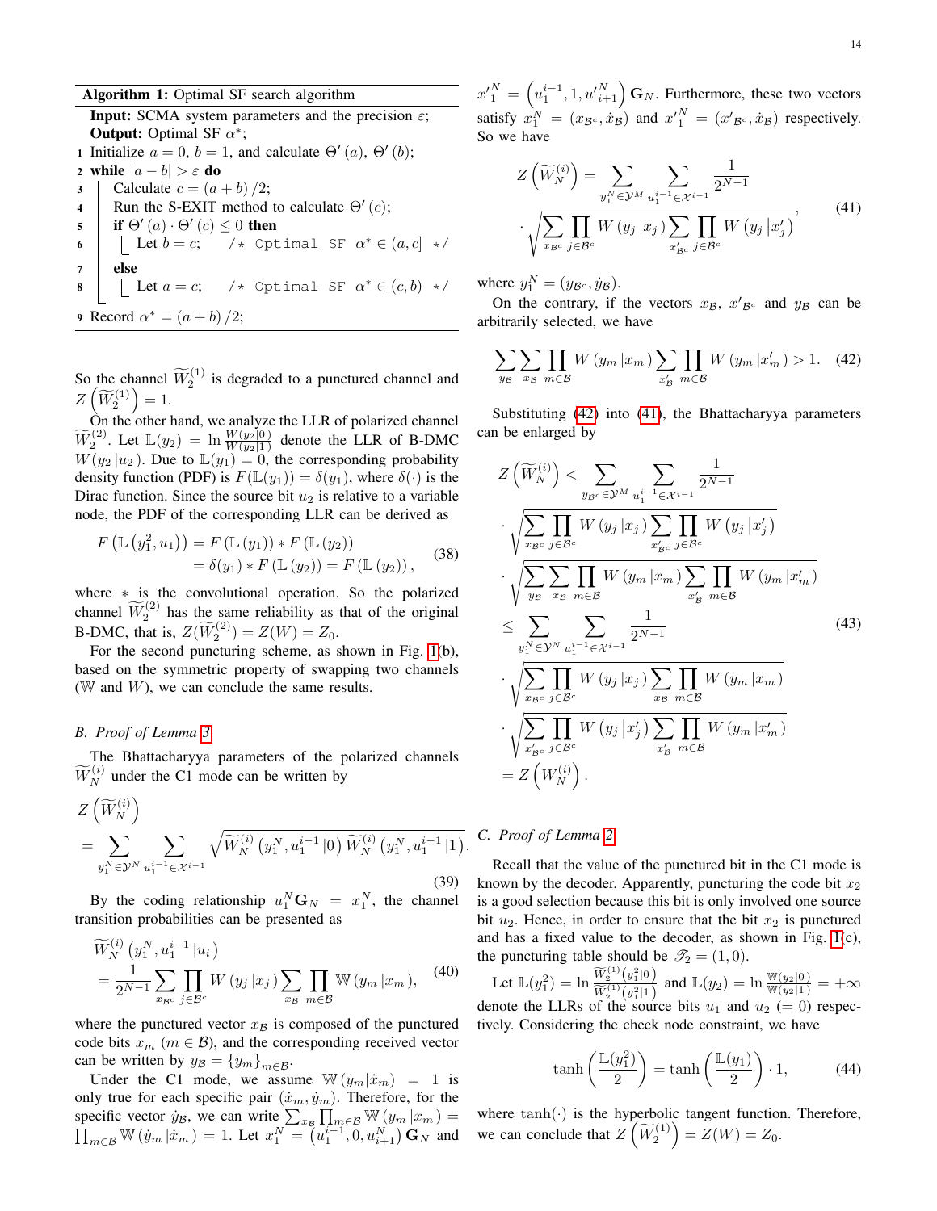**Algorithm 1:** Optimal SF search algorithm

```
Input: SCMA system parameters and the precision ε;
Output: Optimal SF α*;
1 Initialize a = 0, b = 1, and calculate Θ′(a), Θ′(b);
2 while |a − b| > ε do
3     Calculate c = (a + b)/2;
4     Run the S-EXIT method to calculate Θ′(c);
5     if Θ′(a) · Θ′(c) ≤ 0 then
6         Let b = c;    /* Optimal SF α* ∈ (a, c] */
7     else
8         Let a = c;    /* Optimal SF α* ∈ (c, b) */
9 Record α* = (a + b)/2;
```

So the channel $\widetilde{W}_2^{(1)}$ is degraded to a punctured channel and $Z\left(\widetilde{W}_2^{(1)}\right) = 1$.

On the other hand, we analyze the LLR of polarized channel $\widetilde{W}_2^{(2)}$. Let $\mathbb{L}(y_2) = \ln \frac{W(y_2|0)}{W(y_2|1)}$ denote the LLR of B-DMC $W(y_2|u_2)$. Due to $\mathbb{L}(y_1) = 0$, the corresponding probability density function (PDF) is $F(\mathbb{L}(y_1)) = \delta(y_1)$, where $\delta(\cdot)$ is the Dirac function. Since the source bit $u_2$ is relative to a variable node, the PDF of the corresponding LLR can be derived as

$$
\begin{aligned}
F\left(\mathbb{L}\left(y_1^2, u_1\right)\right) &= F\left(\mathbb{L}\left(y_1\right)\right) * F\left(\mathbb{L}\left(y_2\right)\right) \\
&= \delta(y_1) * F\left(\mathbb{L}\left(y_2\right)\right) = F\left(\mathbb{L}\left(y_2\right)\right),
\end{aligned} \tag{38}
$$

where $*$ is the convolutional operation. So the polarized channel $\widetilde{W}_2^{(2)}$ has the same reliability as that of the original B-DMC, that is, $Z(\widetilde{W}_2^{(2)}) = Z(W) = Z_0$.

For the second puncturing scheme, as shown in Fig. 1(b), based on the symmetric property of swapping two channels ($\mathbb{W}$ and $W$), we can conclude the same results.

### B. Proof of Lemma 3

The Bhattacharyya parameters of the polarized channels $\widetilde{W}_N^{(i)}$ under the C1 mode can be written by

$$
Z\left(\widetilde{W}_N^{(i)}\right) = \sum_{y_1^N \in \mathcal{Y}^N} \sum_{u_1^{i-1} \in \mathcal{X}^{i-1}} \sqrt{\widetilde{W}_N^{(i)}\left(y_1^N, u_1^{i-1}|0\right) \widetilde{W}_N^{(i)}\left(y_1^N, u_1^{i-1}|1\right)}. \tag{39}
$$

By the coding relationship $u_1^N \mathbf{G}_N = x_1^N$, the channel transition probabilities can be presented as

$$
\begin{aligned}
&\widetilde{W}_N^{(i)}\left(y_1^N, u_1^{i-1}|u_i\right) \\
&= \frac{1}{2^{N-1}} \sum_{x_{\mathcal{B}^c}} \prod_{j \in \mathcal{B}^c} W\left(y_j|x_j\right) \sum_{x_{\mathcal{B}}} \prod_{m \in \mathcal{B}} \mathbb{W}\left(y_m|x_m\right),
\end{aligned} \tag{40}
$$

where the punctured vector $x_{\mathcal{B}}$ is composed of the punctured code bits $x_m$ ($m \in \mathcal{B}$), and the corresponding received vector can be written by $y_{\mathcal{B}} = \{y_m\}_{m \in \mathcal{B}}$.

Under the C1 mode, we assume $\mathbb{W}(\dot{y}_m|\dot{x}_m) = 1$ is only true for each specific pair $(\dot{x}_m, \dot{y}_m)$. Therefore, for the specific vector $\dot{y}_{\mathcal{B}}$, we can write $\sum_{x_{\mathcal{B}}} \prod_{m \in \mathcal{B}} \mathbb{W}\left(y_m|x_m\right) = \prod_{m \in \mathcal{B}} \mathbb{W}\left(\dot{y}_m|\dot{x}_m\right) = 1$. Let $x_1^N = \left(u_1^{i-1}, 0, u_{i+1}^N\right)\mathbf{G}_N$ and ${x'}_1^N = \left(u_1^{i-1}, 1, {u'}_{i+1}^N\right)\mathbf{G}_N$. Furthermore, these two vectors satisfy $x_1^N = (x_{\mathcal{B}^c}, \dot{x}_{\mathcal{B}})$ and ${x'}_1^N = ({x'}_{\mathcal{B}^c}, \dot{x}_{\mathcal{B}})$ respectively. So we have

$$
\begin{aligned}
Z\left(\widetilde{W}_N^{(i)}\right) &= \sum_{y_1^N \in \mathcal{Y}^M} \sum_{u_1^{i-1} \in \mathcal{X}^{i-1}} \frac{1}{2^{N-1}} \\
&\cdot \sqrt{\sum_{x_{\mathcal{B}^c}} \prod_{j \in \mathcal{B}^c} W\left(y_j|x_j\right) \sum_{{x'}_{\mathcal{B}^c}} \prod_{j \in \mathcal{B}^c} W\left(y_j|x'_j\right)},
\end{aligned} \tag{41}
$$

where $y_1^N = (y_{\mathcal{B}^c}, \dot{y}_{\mathcal{B}})$.

On the contrary, if the vectors $x_{\mathcal{B}}$, ${x'}_{\mathcal{B}^c}$ and $y_{\mathcal{B}}$ can be arbitrarily selected, we have

$$
\sum_{y_{\mathcal{B}}} \sum_{x_{\mathcal{B}}} \prod_{m \in \mathcal{B}} W\left(y_m|x_m\right) \sum_{x'_{\mathcal{B}}} \prod_{m \in \mathcal{B}} W\left(y_m|x'_m\right) > 1. \tag{42}
$$

Substituting (42) into (41), the Bhattacharyya parameters can be enlarged by

$$
\begin{aligned}
Z\left(\widetilde{W}_N^{(i)}\right) &< \sum_{y_{\mathcal{B}^c} \in \mathcal{Y}^M} \sum_{u_1^{i-1} \in \mathcal{X}^{i-1}} \frac{1}{2^{N-1}} \\
&\cdot \sqrt{\sum_{x_{\mathcal{B}^c}} \prod_{j \in \mathcal{B}^c} W\left(y_j|x_j\right) \sum_{{x'}_{\mathcal{B}^c}} \prod_{j \in \mathcal{B}^c} W\left(y_j|x'_j\right)} \\
&\cdot \sqrt{\sum_{y_{\mathcal{B}}} \sum_{x_{\mathcal{B}}} \prod_{m \in \mathcal{B}} W\left(y_m|x_m\right) \sum_{x'_{\mathcal{B}}} \prod_{m \in \mathcal{B}} W\left(y_m|x'_m\right)} \\
&\le \sum_{y_1^N \in \mathcal{Y}^N} \sum_{u_1^{i-1} \in \mathcal{X}^{i-1}} \frac{1}{2^{N-1}} \\
&\cdot \sqrt{\sum_{x_{\mathcal{B}^c}} \prod_{j \in \mathcal{B}^c} W\left(y_j|x_j\right) \sum_{x_{\mathcal{B}}} \prod_{m \in \mathcal{B}} W\left(y_m|x_m\right)} \\
&\cdot \sqrt{\sum_{x'_{\mathcal{B}^c}} \prod_{j \in \mathcal{B}^c} W\left(y_j|x'_j\right) \sum_{x'_{\mathcal{B}}} \prod_{m \in \mathcal{B}} W\left(y_m|x'_m\right)} \\
&= Z\left(W_N^{(i)}\right).
\end{aligned} \tag{43}
$$

### C. Proof of Lemma 2

Recall that the value of the punctured bit in the C1 mode is known by the decoder. Apparently, puncturing the code bit $x_2$ is a good selection because this bit is only involved one source bit $u_2$. Hence, in order to ensure that the bit $x_2$ is punctured and has a fixed value to the decoder, as shown in Fig. 1(c), the puncturing table should be $\mathscr{T}_2 = (1, 0)$.

Let $\mathbb{L}(y_1^2) = \ln \frac{\widetilde{W}_2^{(1)}(y_1^2|0)}{\widetilde{W}_2^{(1)}(y_1^2|1)}$ and $\mathbb{L}(y_2) = \ln \frac{\mathbb{W}(y_2|0)}{\mathbb{W}(y_2|1)} = +\infty$ denote the LLRs of the source bits $u_1$ and $u_2$ ($= 0$) respectively. Considering the check node constraint, we have

$$
\tanh\left(\frac{\mathbb{L}(y_1^2)}{2}\right) = \tanh\left(\frac{\mathbb{L}(y_1)}{2}\right) \cdot 1, \tag{44}
$$

where $\tanh(\cdot)$ is the hyperbolic tangent function. Therefore, we can conclude that $Z\left(\widetilde{W}_2^{(1)}\right) = Z(W) = Z_0$.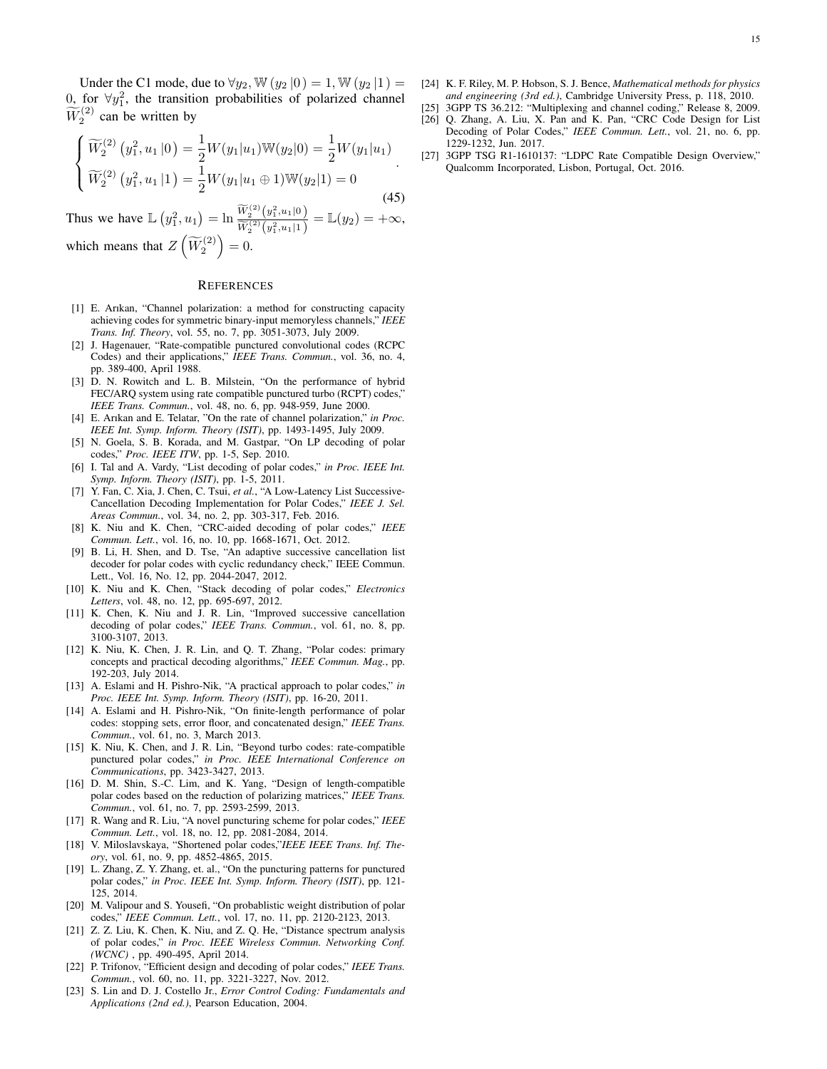Under the C1 mode, due to $\forall y_2, \mathbb{W}(y_2|0) = 1, \mathbb{W}(y_2|1) = 0$, for $\forall y_1^2$, the transition probabilities of polarized channel $\widetilde{W}_2^{(2)}$ can be written by

$$
\begin{cases}
\widetilde{W}_2^{(2)}\left(y_1^2, u_1 \,|0\right) = \dfrac{1}{2}W(y_1|u_1)\mathbb{W}(y_2|0) = \dfrac{1}{2}W(y_1|u_1) \\
\widetilde{W}_2^{(2)}\left(y_1^2, u_1 \,|1\right) = \dfrac{1}{2}W(y_1|u_1 \oplus 1)\mathbb{W}(y_2|1) = 0
\end{cases}. \tag{45}
$$

Thus we have $\mathbb{L}\left(y_1^2, u_1\right) = \ln \frac{\widetilde{W}_2^{(2)}\left(y_1^2, u_1|0\right)}{\widetilde{W}_2^{(2)}\left(y_1^2, u_1|1\right)} = \mathbb{L}(y_2) = +\infty$, which means that $Z\left(\widetilde{W}_2^{(2)}\right) = 0$.

## References

[1] E. Arıkan, "Channel polarization: a method for constructing capacity achieving codes for symmetric binary-input memoryless channels," *IEEE Trans. Inf. Theory*, vol. 55, no. 7, pp. 3051-3073, July 2009.

[2] J. Hagenauer, "Rate-compatible punctured convolutional codes (RCPC Codes) and their applications," *IEEE Trans. Commun.*, vol. 36, no. 4, pp. 389-400, April 1988.

[3] D. N. Rowitch and L. B. Milstein, "On the performance of hybrid FEC/ARQ system using rate compatible punctured turbo (RCPT) codes," *IEEE Trans. Commun.*, vol. 48, no. 6, pp. 948-959, June 2000.

[4] E. Arıkan and E. Telatar, "On the rate of channel polarization," *in Proc. IEEE Int. Symp. Inform. Theory (ISIT)*, pp. 1493-1495, July 2009.

[5] N. Goela, S. B. Korada, and M. Gastpar, "On LP decoding of polar codes," *Proc. IEEE ITW*, pp. 1-5, Sep. 2010.

[6] I. Tal and A. Vardy, "List decoding of polar codes," *in Proc. IEEE Int. Symp. Inform. Theory (ISIT)*, pp. 1-5, 2011.

[7] Y. Fan, C. Xia, J. Chen, C. Tsui, *et al.*, "A Low-Latency List Successive-Cancellation Decoding Implementation for Polar Codes," *IEEE J. Sel. Areas Commun.*, vol. 34, no. 2, pp. 303-317, Feb. 2016.

[8] K. Niu and K. Chen, "CRC-aided decoding of polar codes," *IEEE Commun. Lett.*, vol. 16, no. 10, pp. 1668-1671, Oct. 2012.

[9] B. Li, H. Shen, and D. Tse, "An adaptive successive cancellation list decoder for polar codes with cyclic redundancy check," IEEE Commun. Lett., Vol. 16, No. 12, pp. 2044-2047, 2012.

[10] K. Niu and K. Chen, "Stack decoding of polar codes," *Electronics Letters*, vol. 48, no. 12, pp. 695-697, 2012.

[11] K. Chen, K. Niu and J. R. Lin, "Improved successive cancellation decoding of polar codes," *IEEE Trans. Commun.*, vol. 61, no. 8, pp. 3100-3107, 2013.

[12] K. Niu, K. Chen, J. R. Lin, and Q. T. Zhang, "Polar codes: primary concepts and practical decoding algorithms," *IEEE Commun. Mag.*, pp. 192-203, July 2014.

[13] A. Eslami and H. Pishro-Nik, "A practical approach to polar codes," *in Proc. IEEE Int. Symp. Inform. Theory (ISIT)*, pp. 16-20, 2011.

[14] A. Eslami and H. Pishro-Nik, "On finite-length performance of polar codes: stopping sets, error floor, and concatenated design," *IEEE Trans. Commun.*, vol. 61, no. 3, March 2013.

[15] K. Niu, K. Chen, and J. R. Lin, "Beyond turbo codes: rate-compatible punctured polar codes," *in Proc. IEEE International Conference on Communications*, pp. 3423-3427, 2013.

[16] D. M. Shin, S.-C. Lim, and K. Yang, "Design of length-compatible polar codes based on the reduction of polarizing matrices," *IEEE Trans. Commun.*, vol. 61, no. 7, pp. 2593-2599, 2013.

[17] R. Wang and R. Liu, "A novel puncturing scheme for polar codes," *IEEE Commun. Lett.*, vol. 18, no. 12, pp. 2081-2084, 2014.

[18] V. Miloslavskaya, "Shortened polar codes,"*IEEE IEEE Trans. Inf. Theory*, vol. 61, no. 9, pp. 4852-4865, 2015.

[19] L. Zhang, Z. Y. Zhang, et. al., "On the puncturing patterns for punctured polar codes," *in Proc. IEEE Int. Symp. Inform. Theory (ISIT)*, pp. 121-125, 2014.

[20] M. Valipour and S. Yousefi, "On probablistic weight distribution of polar codes," *IEEE Commun. Lett.*, vol. 17, no. 11, pp. 2120-2123, 2013.

[21] Z. Z. Liu, K. Chen, K. Niu, and Z. Q. He, "Distance spectrum analysis of polar codes," *in Proc. IEEE Wireless Commun. Networking Conf. (WCNC)* , pp. 490-495, April 2014.

[22] P. Trifonov, "Efficient design and decoding of polar codes," *IEEE Trans. Commun.*, vol. 60, no. 11, pp. 3221-3227, Nov. 2012.

[23] S. Lin and D. J. Costello Jr., *Error Control Coding: Fundamentals and Applications (2nd ed.)*, Pearson Education, 2004.

[24] K. F. Riley, M. P. Hobson, S. J. Bence, *Mathematical methods for physics and engineering (3rd ed.)*, Cambridge University Press, p. 118, 2010.

[25] 3GPP TS 36.212: "Multiplexing and channel coding," Release 8, 2009.

[26] Q. Zhang, A. Liu, X. Pan and K. Pan, "CRC Code Design for List Decoding of Polar Codes," *IEEE Commun. Lett.*, vol. 21, no. 6, pp. 1229-1232, Jun. 2017.

[27] 3GPP TSG R1-1610137: "LDPC Rate Compatible Design Overview," Qualcomm Incorporated, Lisbon, Portugal, Oct. 2016.